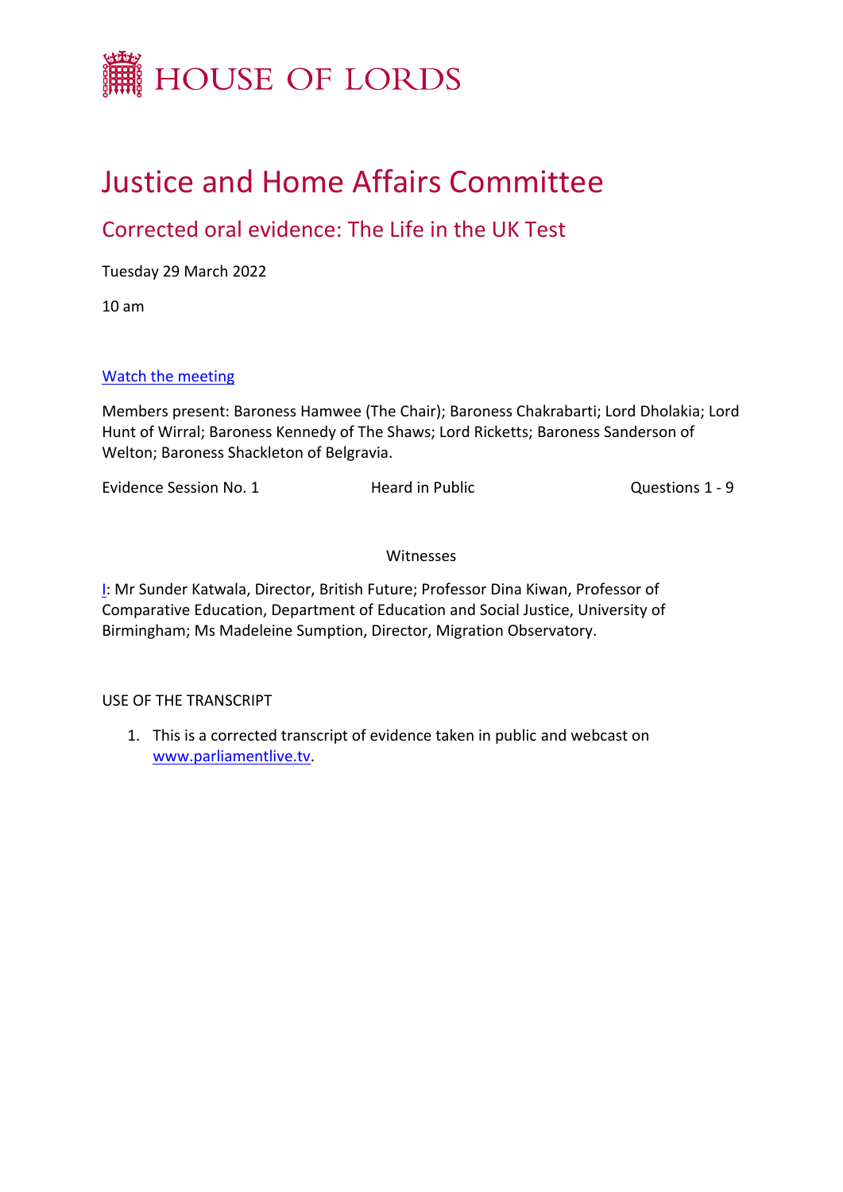# HOUSE OF LORDS

# Justice and Home Affairs Committee

## Corrected oral evidence: The Life in the UK Test

Tuesday 29 March 2022

10 am

[Watch the meeting](#)

Members present: Baroness Hamwee (The Chair); Baroness Chakrabarti; Lord Dholakia; Lord Hunt of Wirral; Baroness Kennedy of The Shaws; Lord Ricketts; Baroness Sanderson of Welton; Baroness Shackleton of Belgravia.

| Evidence Session No. 1 | Heard in Public | Questions 1 - 9 |
|---|---|---|

Witnesses

[I](#): Mr Sunder Katwala, Director, British Future; Professor Dina Kiwan, Professor of Comparative Education, Department of Education and Social Justice, University of Birmingham; Ms Madeleine Sumption, Director, Migration Observatory.

USE OF THE TRANSCRIPT

1. This is a corrected transcript of evidence taken in public and webcast on [www.parliamentlive.tv](http://www.parliamentlive.tv).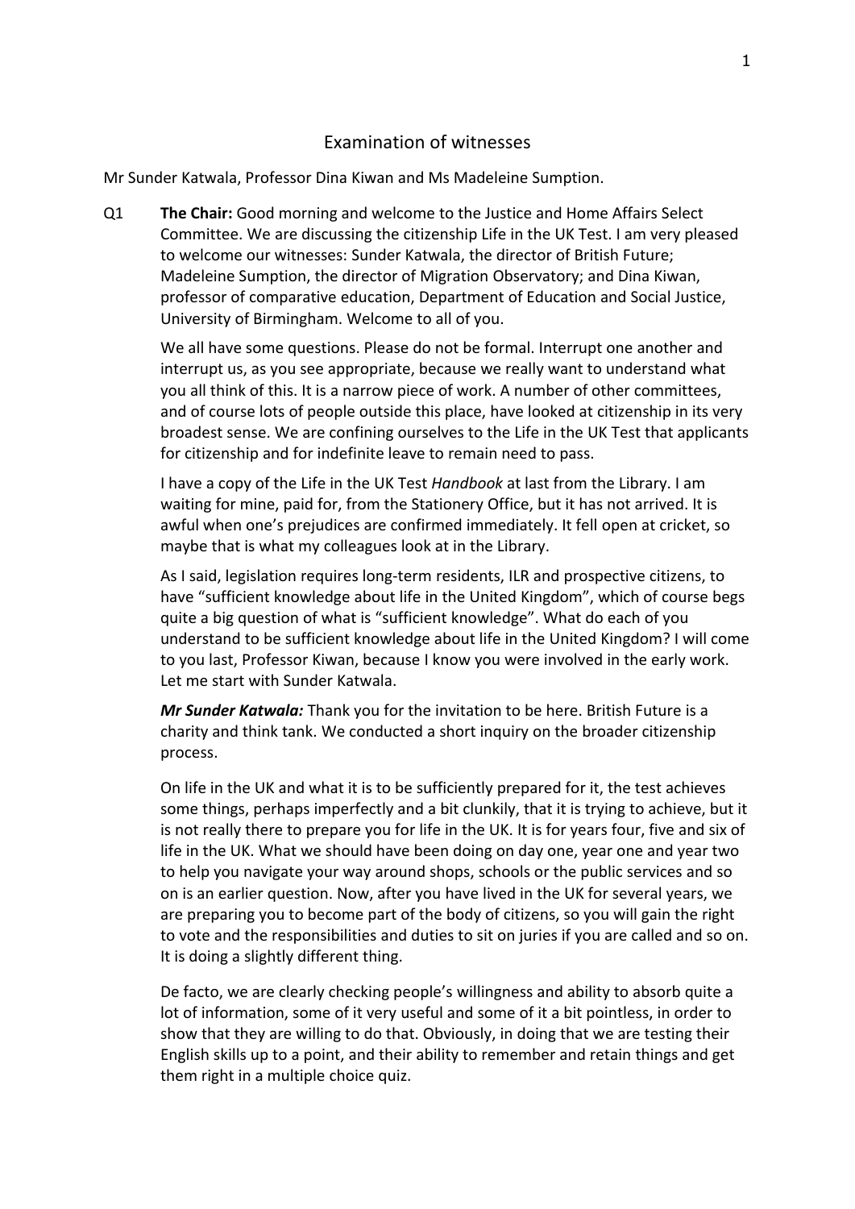# Examination of witnesses

Mr Sunder Katwala, Professor Dina Kiwan and Ms Madeleine Sumption.

Q1 **The Chair:** Good morning and welcome to the Justice and Home Affairs Select Committee. We are discussing the citizenship Life in the UK Test. I am very pleased to welcome our witnesses: Sunder Katwala, the director of British Future; Madeleine Sumption, the director of Migration Observatory; and Dina Kiwan, professor of comparative education, Department of Education and Social Justice, University of Birmingham. Welcome to all of you.

We all have some questions. Please do not be formal. Interrupt one another and interrupt us, as you see appropriate, because we really want to understand what you all think of this. It is a narrow piece of work. A number of other committees, and of course lots of people outside this place, have looked at citizenship in its very broadest sense. We are confining ourselves to the Life in the UK Test that applicants for citizenship and for indefinite leave to remain need to pass.

I have a copy of the Life in the UK Test *Handbook* at last from the Library. I am waiting for mine, paid for, from the Stationery Office, but it has not arrived. It is awful when one's prejudices are confirmed immediately. It fell open at cricket, so maybe that is what my colleagues look at in the Library.

As I said, legislation requires long-term residents, ILR and prospective citizens, to have "sufficient knowledge about life in the United Kingdom", which of course begs quite a big question of what is "sufficient knowledge". What do each of you understand to be sufficient knowledge about life in the United Kingdom? I will come to you last, Professor Kiwan, because I know you were involved in the early work. Let me start with Sunder Katwala.

***Mr Sunder Katwala:*** Thank you for the invitation to be here. British Future is a charity and think tank. We conducted a short inquiry on the broader citizenship process.

On life in the UK and what it is to be sufficiently prepared for it, the test achieves some things, perhaps imperfectly and a bit clunkily, that it is trying to achieve, but it is not really there to prepare you for life in the UK. It is for years four, five and six of life in the UK. What we should have been doing on day one, year one and year two to help you navigate your way around shops, schools or the public services and so on is an earlier question. Now, after you have lived in the UK for several years, we are preparing you to become part of the body of citizens, so you will gain the right to vote and the responsibilities and duties to sit on juries if you are called and so on. It is doing a slightly different thing.

De facto, we are clearly checking people's willingness and ability to absorb quite a lot of information, some of it very useful and some of it a bit pointless, in order to show that they are willing to do that. Obviously, in doing that we are testing their English skills up to a point, and their ability to remember and retain things and get them right in a multiple choice quiz.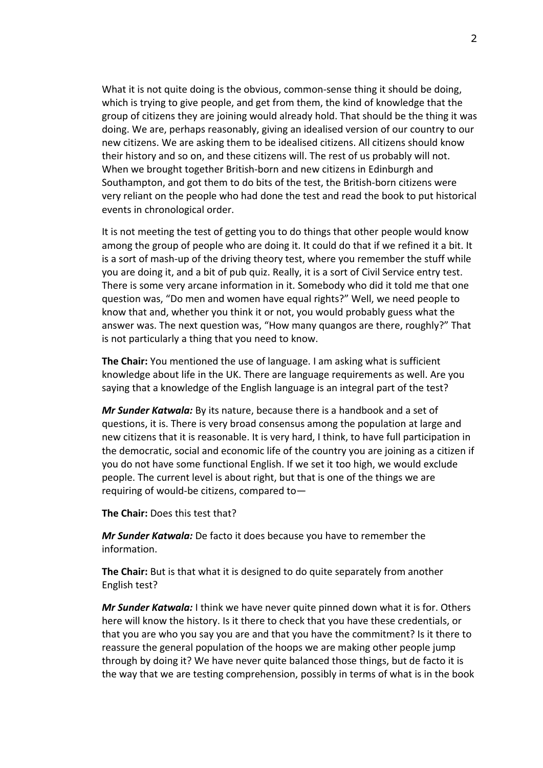What it is not quite doing is the obvious, common-sense thing it should be doing, which is trying to give people, and get from them, the kind of knowledge that the group of citizens they are joining would already hold. That should be the thing it was doing. We are, perhaps reasonably, giving an idealised version of our country to our new citizens. We are asking them to be idealised citizens. All citizens should know their history and so on, and these citizens will. The rest of us probably will not. When we brought together British-born and new citizens in Edinburgh and Southampton, and got them to do bits of the test, the British-born citizens were very reliant on the people who had done the test and read the book to put historical events in chronological order.

It is not meeting the test of getting you to do things that other people would know among the group of people who are doing it. It could do that if we refined it a bit. It is a sort of mash-up of the driving theory test, where you remember the stuff while you are doing it, and a bit of pub quiz. Really, it is a sort of Civil Service entry test. There is some very arcane information in it. Somebody who did it told me that one question was, "Do men and women have equal rights?" Well, we need people to know that and, whether you think it or not, you would probably guess what the answer was. The next question was, "How many quangos are there, roughly?" That is not particularly a thing that you need to know.

**The Chair:** You mentioned the use of language. I am asking what is sufficient knowledge about life in the UK. There are language requirements as well. Are you saying that a knowledge of the English language is an integral part of the test?

***Mr Sunder Katwala:*** By its nature, because there is a handbook and a set of questions, it is. There is very broad consensus among the population at large and new citizens that it is reasonable. It is very hard, I think, to have full participation in the democratic, social and economic life of the country you are joining as a citizen if you do not have some functional English. If we set it too high, we would exclude people. The current level is about right, but that is one of the things we are requiring of would-be citizens, compared to—

**The Chair:** Does this test that?

***Mr Sunder Katwala:*** De facto it does because you have to remember the information.

**The Chair:** But is that what it is designed to do quite separately from another English test?

***Mr Sunder Katwala:*** I think we have never quite pinned down what it is for. Others here will know the history. Is it there to check that you have these credentials, or that you are who you say you are and that you have the commitment? Is it there to reassure the general population of the hoops we are making other people jump through by doing it? We have never quite balanced those things, but de facto it is the way that we are testing comprehension, possibly in terms of what is in the book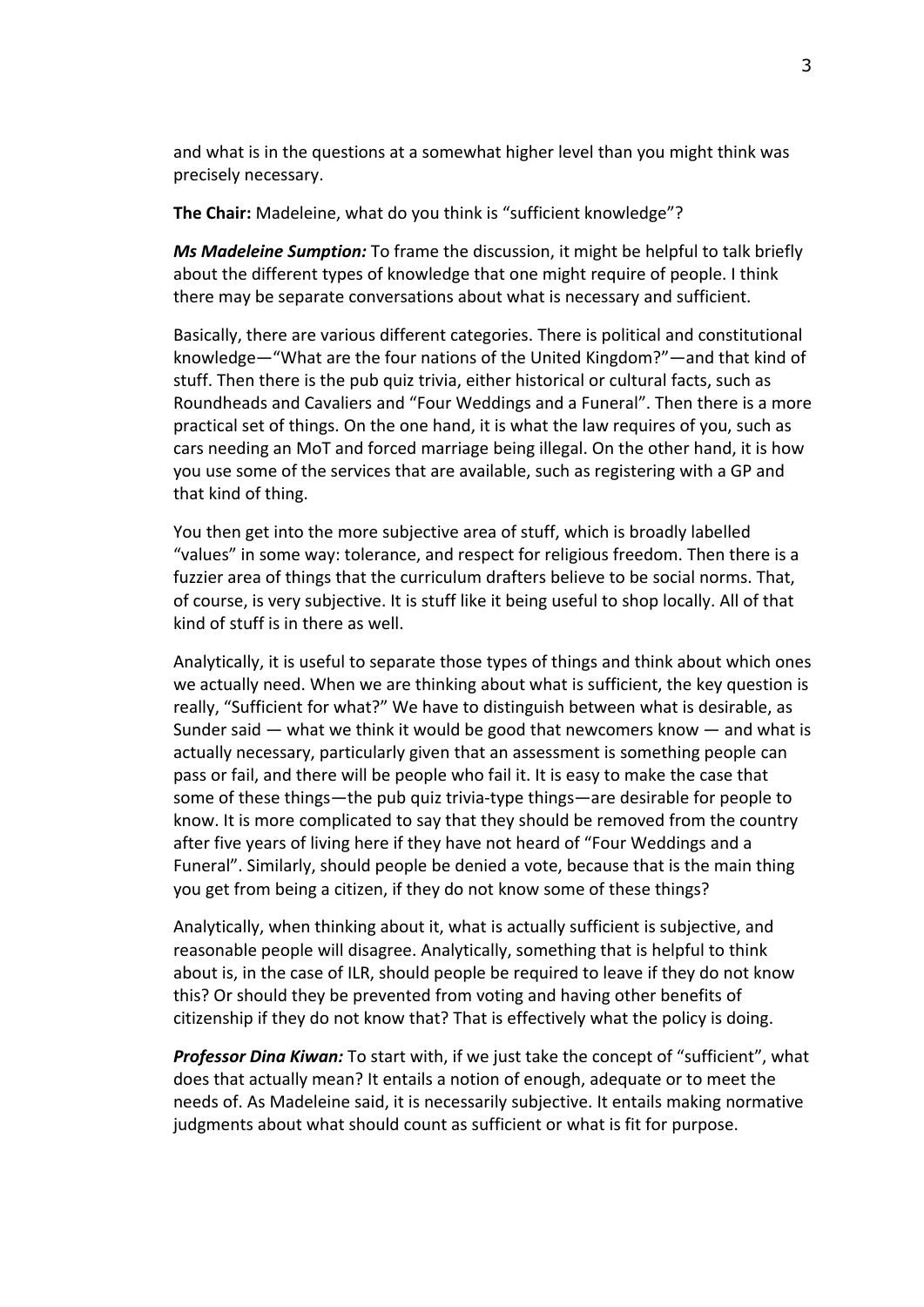and what is in the questions at a somewhat higher level than you might think was precisely necessary.

**The Chair:** Madeleine, what do you think is "sufficient knowledge"?

***Ms Madeleine Sumption:*** To frame the discussion, it might be helpful to talk briefly about the different types of knowledge that one might require of people. I think there may be separate conversations about what is necessary and sufficient.

Basically, there are various different categories. There is political and constitutional knowledge—"What are the four nations of the United Kingdom?"—and that kind of stuff. Then there is the pub quiz trivia, either historical or cultural facts, such as Roundheads and Cavaliers and "Four Weddings and a Funeral". Then there is a more practical set of things. On the one hand, it is what the law requires of you, such as cars needing an MoT and forced marriage being illegal. On the other hand, it is how you use some of the services that are available, such as registering with a GP and that kind of thing.

You then get into the more subjective area of stuff, which is broadly labelled "values" in some way: tolerance, and respect for religious freedom. Then there is a fuzzier area of things that the curriculum drafters believe to be social norms. That, of course, is very subjective. It is stuff like it being useful to shop locally. All of that kind of stuff is in there as well.

Analytically, it is useful to separate those types of things and think about which ones we actually need. When we are thinking about what is sufficient, the key question is really, "Sufficient for what?" We have to distinguish between what is desirable, as Sunder said — what we think it would be good that newcomers know — and what is actually necessary, particularly given that an assessment is something people can pass or fail, and there will be people who fail it. It is easy to make the case that some of these things—the pub quiz trivia-type things—are desirable for people to know. It is more complicated to say that they should be removed from the country after five years of living here if they have not heard of "Four Weddings and a Funeral". Similarly, should people be denied a vote, because that is the main thing you get from being a citizen, if they do not know some of these things?

Analytically, when thinking about it, what is actually sufficient is subjective, and reasonable people will disagree. Analytically, something that is helpful to think about is, in the case of ILR, should people be required to leave if they do not know this? Or should they be prevented from voting and having other benefits of citizenship if they do not know that? That is effectively what the policy is doing.

***Professor Dina Kiwan:*** To start with, if we just take the concept of "sufficient", what does that actually mean? It entails a notion of enough, adequate or to meet the needs of. As Madeleine said, it is necessarily subjective. It entails making normative judgments about what should count as sufficient or what is fit for purpose.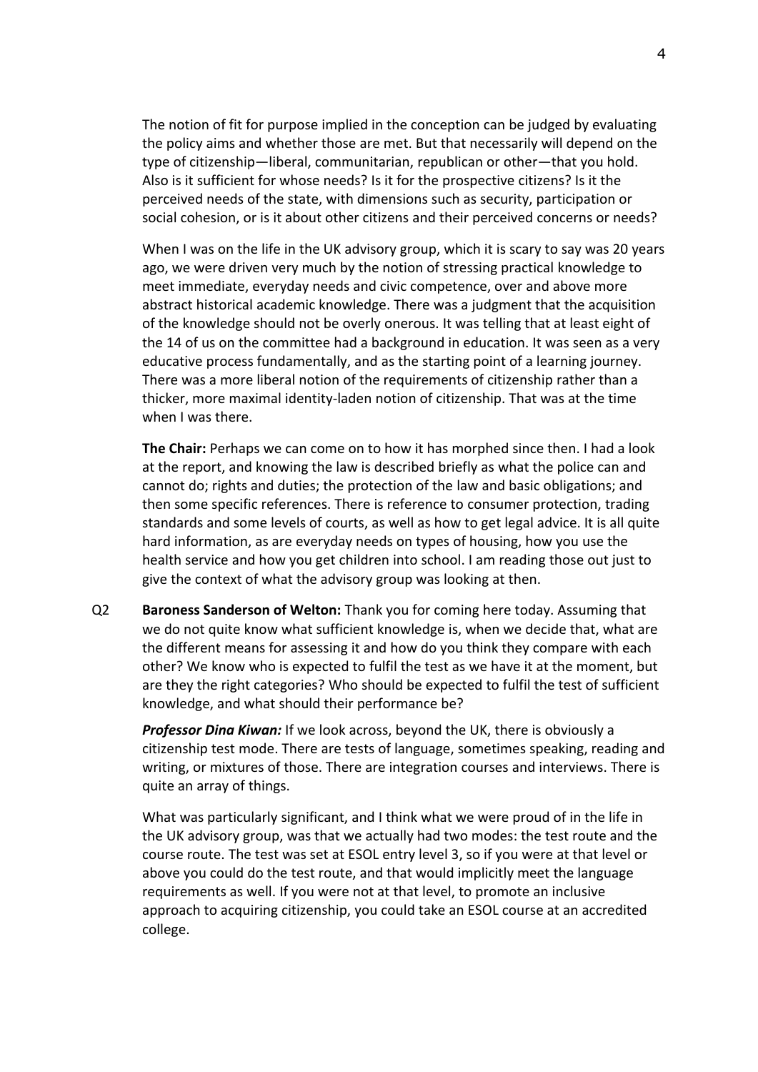The notion of fit for purpose implied in the conception can be judged by evaluating the policy aims and whether those are met. But that necessarily will depend on the type of citizenship—liberal, communitarian, republican or other—that you hold. Also is it sufficient for whose needs? Is it for the prospective citizens? Is it the perceived needs of the state, with dimensions such as security, participation or social cohesion, or is it about other citizens and their perceived concerns or needs?

When I was on the life in the UK advisory group, which it is scary to say was 20 years ago, we were driven very much by the notion of stressing practical knowledge to meet immediate, everyday needs and civic competence, over and above more abstract historical academic knowledge. There was a judgment that the acquisition of the knowledge should not be overly onerous. It was telling that at least eight of the 14 of us on the committee had a background in education. It was seen as a very educative process fundamentally, and as the starting point of a learning journey. There was a more liberal notion of the requirements of citizenship rather than a thicker, more maximal identity-laden notion of citizenship. That was at the time when I was there.

**The Chair:** Perhaps we can come on to how it has morphed since then. I had a look at the report, and knowing the law is described briefly as what the police can and cannot do; rights and duties; the protection of the law and basic obligations; and then some specific references. There is reference to consumer protection, trading standards and some levels of courts, as well as how to get legal advice. It is all quite hard information, as are everyday needs on types of housing, how you use the health service and how you get children into school. I am reading those out just to give the context of what the advisory group was looking at then.

Q2 **Baroness Sanderson of Welton:** Thank you for coming here today. Assuming that we do not quite know what sufficient knowledge is, when we decide that, what are the different means for assessing it and how do you think they compare with each other? We know who is expected to fulfil the test as we have it at the moment, but are they the right categories? Who should be expected to fulfil the test of sufficient knowledge, and what should their performance be?

***Professor Dina Kiwan:*** If we look across, beyond the UK, there is obviously a citizenship test mode. There are tests of language, sometimes speaking, reading and writing, or mixtures of those. There are integration courses and interviews. There is quite an array of things.

What was particularly significant, and I think what we were proud of in the life in the UK advisory group, was that we actually had two modes: the test route and the course route. The test was set at ESOL entry level 3, so if you were at that level or above you could do the test route, and that would implicitly meet the language requirements as well. If you were not at that level, to promote an inclusive approach to acquiring citizenship, you could take an ESOL course at an accredited college.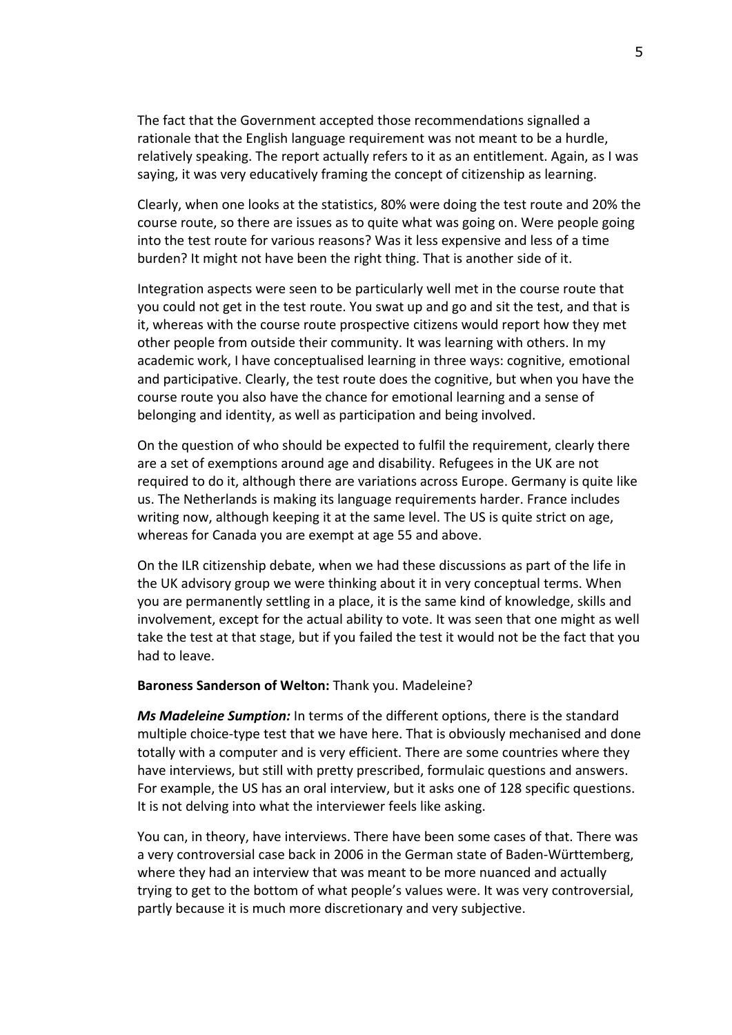The fact that the Government accepted those recommendations signalled a rationale that the English language requirement was not meant to be a hurdle, relatively speaking. The report actually refers to it as an entitlement. Again, as I was saying, it was very educatively framing the concept of citizenship as learning.

Clearly, when one looks at the statistics, 80% were doing the test route and 20% the course route, so there are issues as to quite what was going on. Were people going into the test route for various reasons? Was it less expensive and less of a time burden? It might not have been the right thing. That is another side of it.

Integration aspects were seen to be particularly well met in the course route that you could not get in the test route. You swat up and go and sit the test, and that is it, whereas with the course route prospective citizens would report how they met other people from outside their community. It was learning with others. In my academic work, I have conceptualised learning in three ways: cognitive, emotional and participative. Clearly, the test route does the cognitive, but when you have the course route you also have the chance for emotional learning and a sense of belonging and identity, as well as participation and being involved.

On the question of who should be expected to fulfil the requirement, clearly there are a set of exemptions around age and disability. Refugees in the UK are not required to do it, although there are variations across Europe. Germany is quite like us. The Netherlands is making its language requirements harder. France includes writing now, although keeping it at the same level. The US is quite strict on age, whereas for Canada you are exempt at age 55 and above.

On the ILR citizenship debate, when we had these discussions as part of the life in the UK advisory group we were thinking about it in very conceptual terms. When you are permanently settling in a place, it is the same kind of knowledge, skills and involvement, except for the actual ability to vote. It was seen that one might as well take the test at that stage, but if you failed the test it would not be the fact that you had to leave.

**Baroness Sanderson of Welton:** Thank you. Madeleine?

***Ms Madeleine Sumption:*** In terms of the different options, there is the standard multiple choice-type test that we have here. That is obviously mechanised and done totally with a computer and is very efficient. There are some countries where they have interviews, but still with pretty prescribed, formulaic questions and answers. For example, the US has an oral interview, but it asks one of 128 specific questions. It is not delving into what the interviewer feels like asking.

You can, in theory, have interviews. There have been some cases of that. There was a very controversial case back in 2006 in the German state of Baden-Württemberg, where they had an interview that was meant to be more nuanced and actually trying to get to the bottom of what people's values were. It was very controversial, partly because it is much more discretionary and very subjective.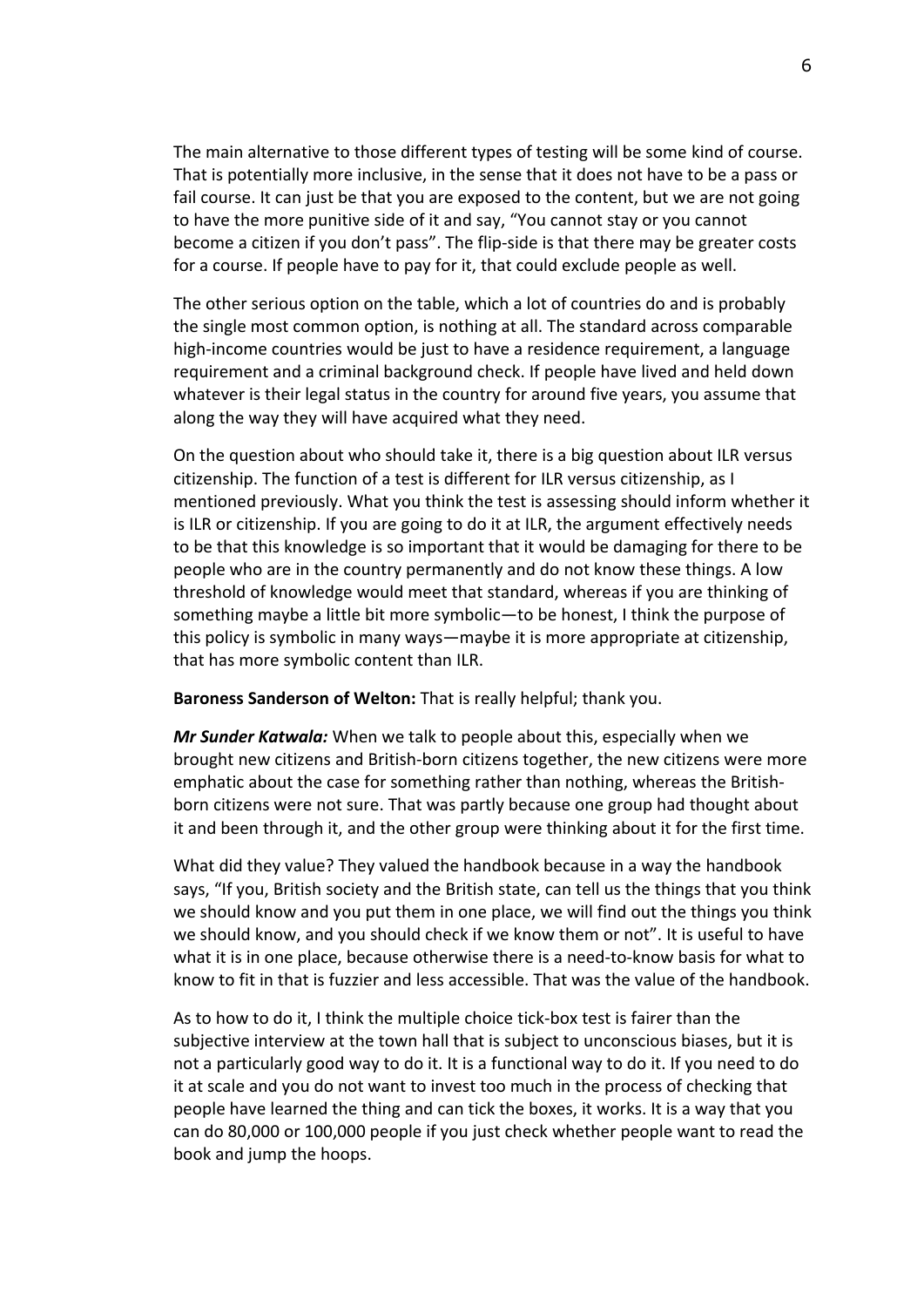The main alternative to those different types of testing will be some kind of course. That is potentially more inclusive, in the sense that it does not have to be a pass or fail course. It can just be that you are exposed to the content, but we are not going to have the more punitive side of it and say, "You cannot stay or you cannot become a citizen if you don't pass". The flip-side is that there may be greater costs for a course. If people have to pay for it, that could exclude people as well.

The other serious option on the table, which a lot of countries do and is probably the single most common option, is nothing at all. The standard across comparable high-income countries would be just to have a residence requirement, a language requirement and a criminal background check. If people have lived and held down whatever is their legal status in the country for around five years, you assume that along the way they will have acquired what they need.

On the question about who should take it, there is a big question about ILR versus citizenship. The function of a test is different for ILR versus citizenship, as I mentioned previously. What you think the test is assessing should inform whether it is ILR or citizenship. If you are going to do it at ILR, the argument effectively needs to be that this knowledge is so important that it would be damaging for there to be people who are in the country permanently and do not know these things. A low threshold of knowledge would meet that standard, whereas if you are thinking of something maybe a little bit more symbolic—to be honest, I think the purpose of this policy is symbolic in many ways—maybe it is more appropriate at citizenship, that has more symbolic content than ILR.

**Baroness Sanderson of Welton:** That is really helpful; thank you.

***Mr Sunder Katwala:*** When we talk to people about this, especially when we brought new citizens and British-born citizens together, the new citizens were more emphatic about the case for something rather than nothing, whereas the British-born citizens were not sure. That was partly because one group had thought about it and been through it, and the other group were thinking about it for the first time.

What did they value? They valued the handbook because in a way the handbook says, "If you, British society and the British state, can tell us the things that you think we should know and you put them in one place, we will find out the things you think we should know, and you should check if we know them or not". It is useful to have what it is in one place, because otherwise there is a need-to-know basis for what to know to fit in that is fuzzier and less accessible. That was the value of the handbook.

As to how to do it, I think the multiple choice tick-box test is fairer than the subjective interview at the town hall that is subject to unconscious biases, but it is not a particularly good way to do it. It is a functional way to do it. If you need to do it at scale and you do not want to invest too much in the process of checking that people have learned the thing and can tick the boxes, it works. It is a way that you can do 80,000 or 100,000 people if you just check whether people want to read the book and jump the hoops.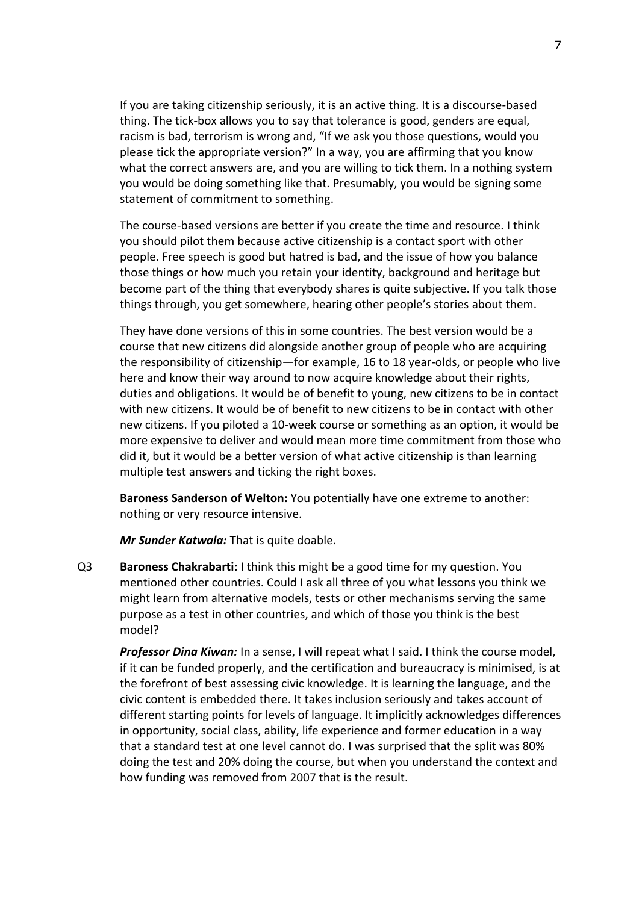If you are taking citizenship seriously, it is an active thing. It is a discourse-based thing. The tick-box allows you to say that tolerance is good, genders are equal, racism is bad, terrorism is wrong and, "If we ask you those questions, would you please tick the appropriate version?" In a way, you are affirming that you know what the correct answers are, and you are willing to tick them. In a nothing system you would be doing something like that. Presumably, you would be signing some statement of commitment to something.

The course-based versions are better if you create the time and resource. I think you should pilot them because active citizenship is a contact sport with other people. Free speech is good but hatred is bad, and the issue of how you balance those things or how much you retain your identity, background and heritage but become part of the thing that everybody shares is quite subjective. If you talk those things through, you get somewhere, hearing other people's stories about them.

They have done versions of this in some countries. The best version would be a course that new citizens did alongside another group of people who are acquiring the responsibility of citizenship—for example, 16 to 18 year-olds, or people who live here and know their way around to now acquire knowledge about their rights, duties and obligations. It would be of benefit to young, new citizens to be in contact with new citizens. It would be of benefit to new citizens to be in contact with other new citizens. If you piloted a 10-week course or something as an option, it would be more expensive to deliver and would mean more time commitment from those who did it, but it would be a better version of what active citizenship is than learning multiple test answers and ticking the right boxes.

**Baroness Sanderson of Welton:** You potentially have one extreme to another: nothing or very resource intensive.

***Mr Sunder Katwala:*** That is quite doable.

Q3 **Baroness Chakrabarti:** I think this might be a good time for my question. You mentioned other countries. Could I ask all three of you what lessons you think we might learn from alternative models, tests or other mechanisms serving the same purpose as a test in other countries, and which of those you think is the best model?

***Professor Dina Kiwan:*** In a sense, I will repeat what I said. I think the course model, if it can be funded properly, and the certification and bureaucracy is minimised, is at the forefront of best assessing civic knowledge. It is learning the language, and the civic content is embedded there. It takes inclusion seriously and takes account of different starting points for levels of language. It implicitly acknowledges differences in opportunity, social class, ability, life experience and former education in a way that a standard test at one level cannot do. I was surprised that the split was 80% doing the test and 20% doing the course, but when you understand the context and how funding was removed from 2007 that is the result.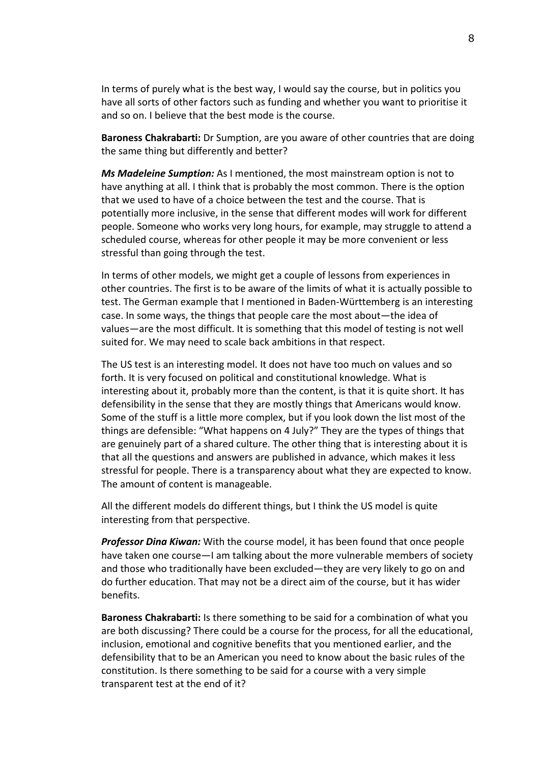In terms of purely what is the best way, I would say the course, but in politics you have all sorts of other factors such as funding and whether you want to prioritise it and so on. I believe that the best mode is the course.

**Baroness Chakrabarti:** Dr Sumption, are you aware of other countries that are doing the same thing but differently and better?

***Ms Madeleine Sumption:*** As I mentioned, the most mainstream option is not to have anything at all. I think that is probably the most common. There is the option that we used to have of a choice between the test and the course. That is potentially more inclusive, in the sense that different modes will work for different people. Someone who works very long hours, for example, may struggle to attend a scheduled course, whereas for other people it may be more convenient or less stressful than going through the test.

In terms of other models, we might get a couple of lessons from experiences in other countries. The first is to be aware of the limits of what it is actually possible to test. The German example that I mentioned in Baden-Württemberg is an interesting case. In some ways, the things that people care the most about—the idea of values—are the most difficult. It is something that this model of testing is not well suited for. We may need to scale back ambitions in that respect.

The US test is an interesting model. It does not have too much on values and so forth. It is very focused on political and constitutional knowledge. What is interesting about it, probably more than the content, is that it is quite short. It has defensibility in the sense that they are mostly things that Americans would know. Some of the stuff is a little more complex, but if you look down the list most of the things are defensible: "What happens on 4 July?" They are the types of things that are genuinely part of a shared culture. The other thing that is interesting about it is that all the questions and answers are published in advance, which makes it less stressful for people. There is a transparency about what they are expected to know. The amount of content is manageable.

All the different models do different things, but I think the US model is quite interesting from that perspective.

***Professor Dina Kiwan:*** With the course model, it has been found that once people have taken one course—I am talking about the more vulnerable members of society and those who traditionally have been excluded—they are very likely to go on and do further education. That may not be a direct aim of the course, but it has wider benefits.

**Baroness Chakrabarti:** Is there something to be said for a combination of what you are both discussing? There could be a course for the process, for all the educational, inclusion, emotional and cognitive benefits that you mentioned earlier, and the defensibility that to be an American you need to know about the basic rules of the constitution. Is there something to be said for a course with a very simple transparent test at the end of it?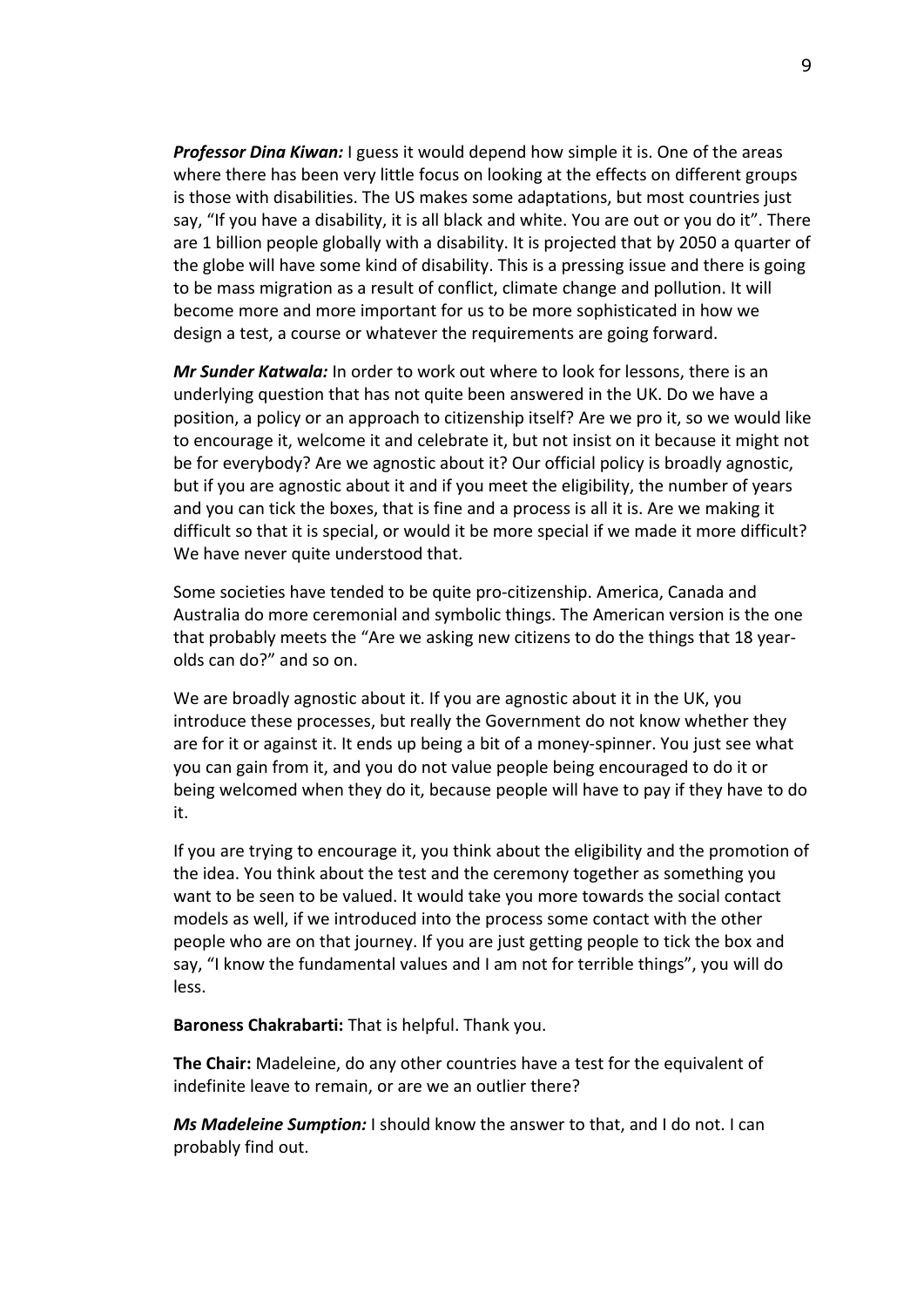***Professor Dina Kiwan:*** I guess it would depend how simple it is. One of the areas where there has been very little focus on looking at the effects on different groups is those with disabilities. The US makes some adaptations, but most countries just say, "If you have a disability, it is all black and white. You are out or you do it". There are 1 billion people globally with a disability. It is projected that by 2050 a quarter of the globe will have some kind of disability. This is a pressing issue and there is going to be mass migration as a result of conflict, climate change and pollution. It will become more and more important for us to be more sophisticated in how we design a test, a course or whatever the requirements are going forward.

***Mr Sunder Katwala:*** In order to work out where to look for lessons, there is an underlying question that has not quite been answered in the UK. Do we have a position, a policy or an approach to citizenship itself? Are we pro it, so we would like to encourage it, welcome it and celebrate it, but not insist on it because it might not be for everybody? Are we agnostic about it? Our official policy is broadly agnostic, but if you are agnostic about it and if you meet the eligibility, the number of years and you can tick the boxes, that is fine and a process is all it is. Are we making it difficult so that it is special, or would it be more special if we made it more difficult? We have never quite understood that.

Some societies have tended to be quite pro-citizenship. America, Canada and Australia do more ceremonial and symbolic things. The American version is the one that probably meets the "Are we asking new citizens to do the things that 18 year-olds can do?" and so on.

We are broadly agnostic about it. If you are agnostic about it in the UK, you introduce these processes, but really the Government do not know whether they are for it or against it. It ends up being a bit of a money-spinner. You just see what you can gain from it, and you do not value people being encouraged to do it or being welcomed when they do it, because people will have to pay if they have to do it.

If you are trying to encourage it, you think about the eligibility and the promotion of the idea. You think about the test and the ceremony together as something you want to be seen to be valued. It would take you more towards the social contact models as well, if we introduced into the process some contact with the other people who are on that journey. If you are just getting people to tick the box and say, "I know the fundamental values and I am not for terrible things", you will do less.

**Baroness Chakrabarti:** That is helpful. Thank you.

**The Chair:** Madeleine, do any other countries have a test for the equivalent of indefinite leave to remain, or are we an outlier there?

***Ms Madeleine Sumption:*** I should know the answer to that, and I do not. I can probably find out.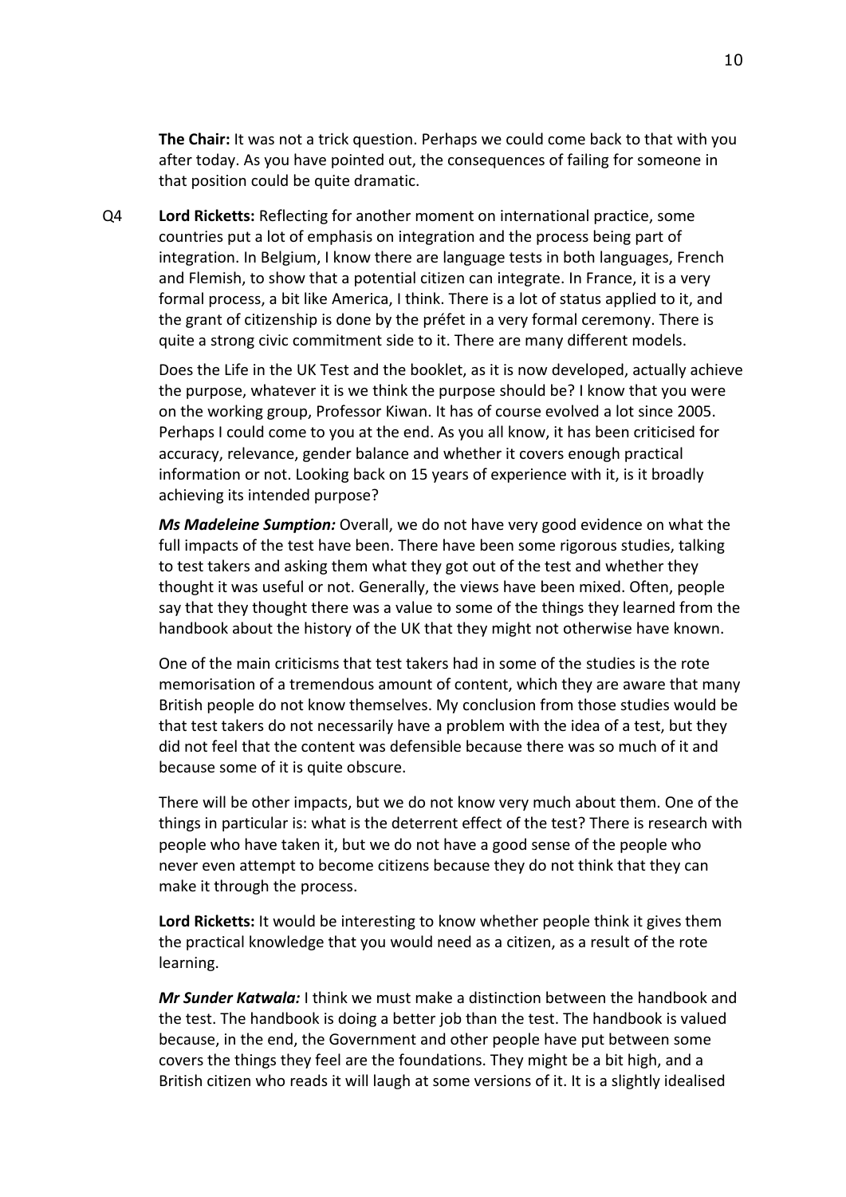**The Chair:** It was not a trick question. Perhaps we could come back to that with you after today. As you have pointed out, the consequences of failing for someone in that position could be quite dramatic.

Q4 **Lord Ricketts:** Reflecting for another moment on international practice, some countries put a lot of emphasis on integration and the process being part of integration. In Belgium, I know there are language tests in both languages, French and Flemish, to show that a potential citizen can integrate. In France, it is a very formal process, a bit like America, I think. There is a lot of status applied to it, and the grant of citizenship is done by the préfet in a very formal ceremony. There is quite a strong civic commitment side to it. There are many different models.

Does the Life in the UK Test and the booklet, as it is now developed, actually achieve the purpose, whatever it is we think the purpose should be? I know that you were on the working group, Professor Kiwan. It has of course evolved a lot since 2005. Perhaps I could come to you at the end. As you all know, it has been criticised for accuracy, relevance, gender balance and whether it covers enough practical information or not. Looking back on 15 years of experience with it, is it broadly achieving its intended purpose?

***Ms Madeleine Sumption:*** Overall, we do not have very good evidence on what the full impacts of the test have been. There have been some rigorous studies, talking to test takers and asking them what they got out of the test and whether they thought it was useful or not. Generally, the views have been mixed. Often, people say that they thought there was a value to some of the things they learned from the handbook about the history of the UK that they might not otherwise have known.

One of the main criticisms that test takers had in some of the studies is the rote memorisation of a tremendous amount of content, which they are aware that many British people do not know themselves. My conclusion from those studies would be that test takers do not necessarily have a problem with the idea of a test, but they did not feel that the content was defensible because there was so much of it and because some of it is quite obscure.

There will be other impacts, but we do not know very much about them. One of the things in particular is: what is the deterrent effect of the test? There is research with people who have taken it, but we do not have a good sense of the people who never even attempt to become citizens because they do not think that they can make it through the process.

**Lord Ricketts:** It would be interesting to know whether people think it gives them the practical knowledge that you would need as a citizen, as a result of the rote learning.

***Mr Sunder Katwala:*** I think we must make a distinction between the handbook and the test. The handbook is doing a better job than the test. The handbook is valued because, in the end, the Government and other people have put between some covers the things they feel are the foundations. They might be a bit high, and a British citizen who reads it will laugh at some versions of it. It is a slightly idealised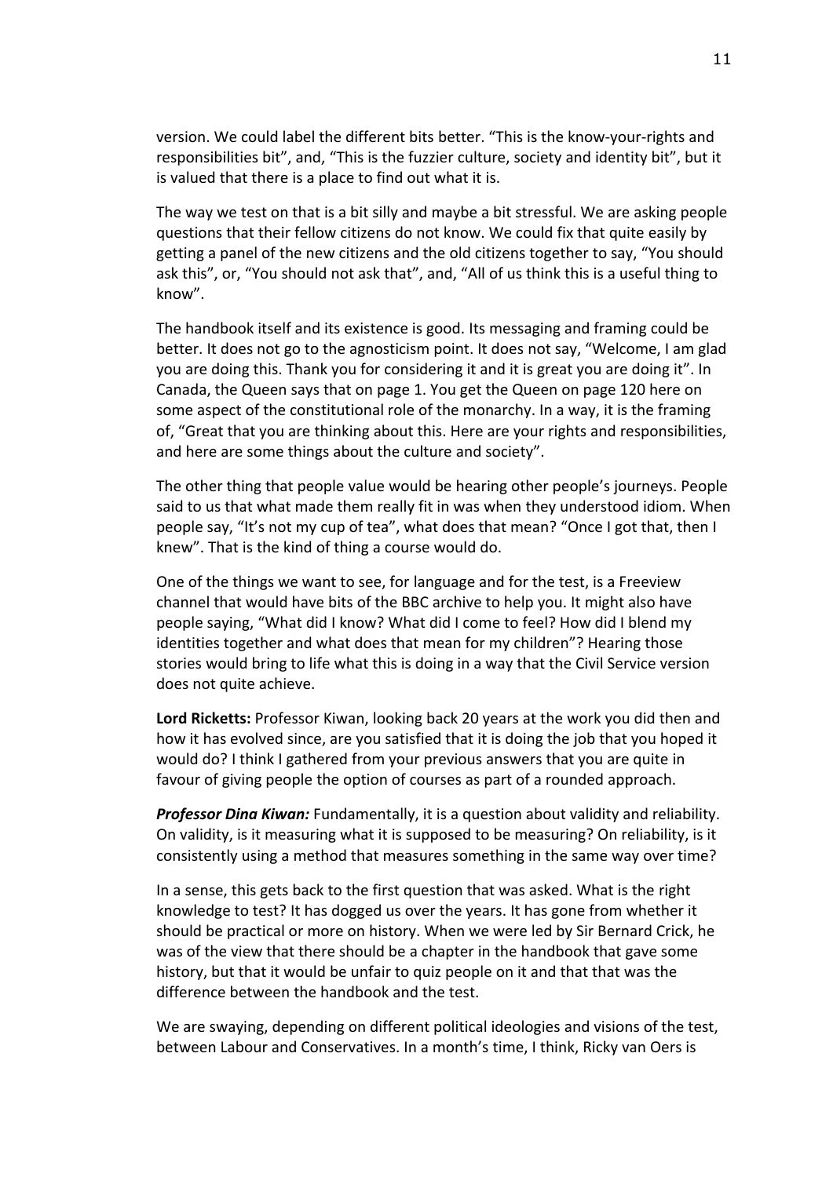version. We could label the different bits better. "This is the know-your-rights and responsibilities bit", and, "This is the fuzzier culture, society and identity bit", but it is valued that there is a place to find out what it is.

The way we test on that is a bit silly and maybe a bit stressful. We are asking people questions that their fellow citizens do not know. We could fix that quite easily by getting a panel of the new citizens and the old citizens together to say, "You should ask this", or, "You should not ask that", and, "All of us think this is a useful thing to know".

The handbook itself and its existence is good. Its messaging and framing could be better. It does not go to the agnosticism point. It does not say, "Welcome, I am glad you are doing this. Thank you for considering it and it is great you are doing it". In Canada, the Queen says that on page 1. You get the Queen on page 120 here on some aspect of the constitutional role of the monarchy. In a way, it is the framing of, "Great that you are thinking about this. Here are your rights and responsibilities, and here are some things about the culture and society".

The other thing that people value would be hearing other people's journeys. People said to us that what made them really fit in was when they understood idiom. When people say, "It's not my cup of tea", what does that mean? "Once I got that, then I knew". That is the kind of thing a course would do.

One of the things we want to see, for language and for the test, is a Freeview channel that would have bits of the BBC archive to help you. It might also have people saying, "What did I know? What did I come to feel? How did I blend my identities together and what does that mean for my children"? Hearing those stories would bring to life what this is doing in a way that the Civil Service version does not quite achieve.

**Lord Ricketts:** Professor Kiwan, looking back 20 years at the work you did then and how it has evolved since, are you satisfied that it is doing the job that you hoped it would do? I think I gathered from your previous answers that you are quite in favour of giving people the option of courses as part of a rounded approach.

***Professor Dina Kiwan:*** Fundamentally, it is a question about validity and reliability. On validity, is it measuring what it is supposed to be measuring? On reliability, is it consistently using a method that measures something in the same way over time?

In a sense, this gets back to the first question that was asked. What is the right knowledge to test? It has dogged us over the years. It has gone from whether it should be practical or more on history. When we were led by Sir Bernard Crick, he was of the view that there should be a chapter in the handbook that gave some history, but that it would be unfair to quiz people on it and that that was the difference between the handbook and the test.

We are swaying, depending on different political ideologies and visions of the test, between Labour and Conservatives. In a month's time, I think, Ricky van Oers is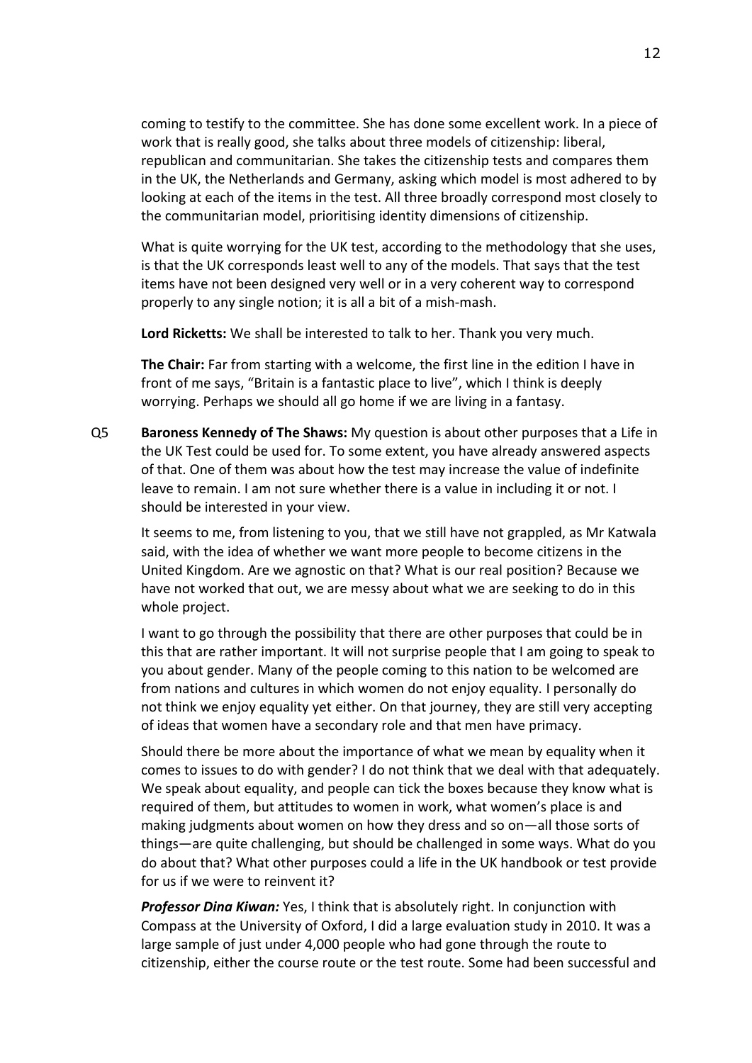coming to testify to the committee. She has done some excellent work. In a piece of work that is really good, she talks about three models of citizenship: liberal, republican and communitarian. She takes the citizenship tests and compares them in the UK, the Netherlands and Germany, asking which model is most adhered to by looking at each of the items in the test. All three broadly correspond most closely to the communitarian model, prioritising identity dimensions of citizenship.

What is quite worrying for the UK test, according to the methodology that she uses, is that the UK corresponds least well to any of the models. That says that the test items have not been designed very well or in a very coherent way to correspond properly to any single notion; it is all a bit of a mish-mash.

**Lord Ricketts:** We shall be interested to talk to her. Thank you very much.

**The Chair:** Far from starting with a welcome, the first line in the edition I have in front of me says, "Britain is a fantastic place to live", which I think is deeply worrying. Perhaps we should all go home if we are living in a fantasy.

Q5 **Baroness Kennedy of The Shaws:** My question is about other purposes that a Life in the UK Test could be used for. To some extent, you have already answered aspects of that. One of them was about how the test may increase the value of indefinite leave to remain. I am not sure whether there is a value in including it or not. I should be interested in your view.

It seems to me, from listening to you, that we still have not grappled, as Mr Katwala said, with the idea of whether we want more people to become citizens in the United Kingdom. Are we agnostic on that? What is our real position? Because we have not worked that out, we are messy about what we are seeking to do in this whole project.

I want to go through the possibility that there are other purposes that could be in this that are rather important. It will not surprise people that I am going to speak to you about gender. Many of the people coming to this nation to be welcomed are from nations and cultures in which women do not enjoy equality. I personally do not think we enjoy equality yet either. On that journey, they are still very accepting of ideas that women have a secondary role and that men have primacy.

Should there be more about the importance of what we mean by equality when it comes to issues to do with gender? I do not think that we deal with that adequately. We speak about equality, and people can tick the boxes because they know what is required of them, but attitudes to women in work, what women's place is and making judgments about women on how they dress and so on—all those sorts of things—are quite challenging, but should be challenged in some ways. What do you do about that? What other purposes could a life in the UK handbook or test provide for us if we were to reinvent it?

***Professor Dina Kiwan:*** Yes, I think that is absolutely right. In conjunction with Compass at the University of Oxford, I did a large evaluation study in 2010. It was a large sample of just under 4,000 people who had gone through the route to citizenship, either the course route or the test route. Some had been successful and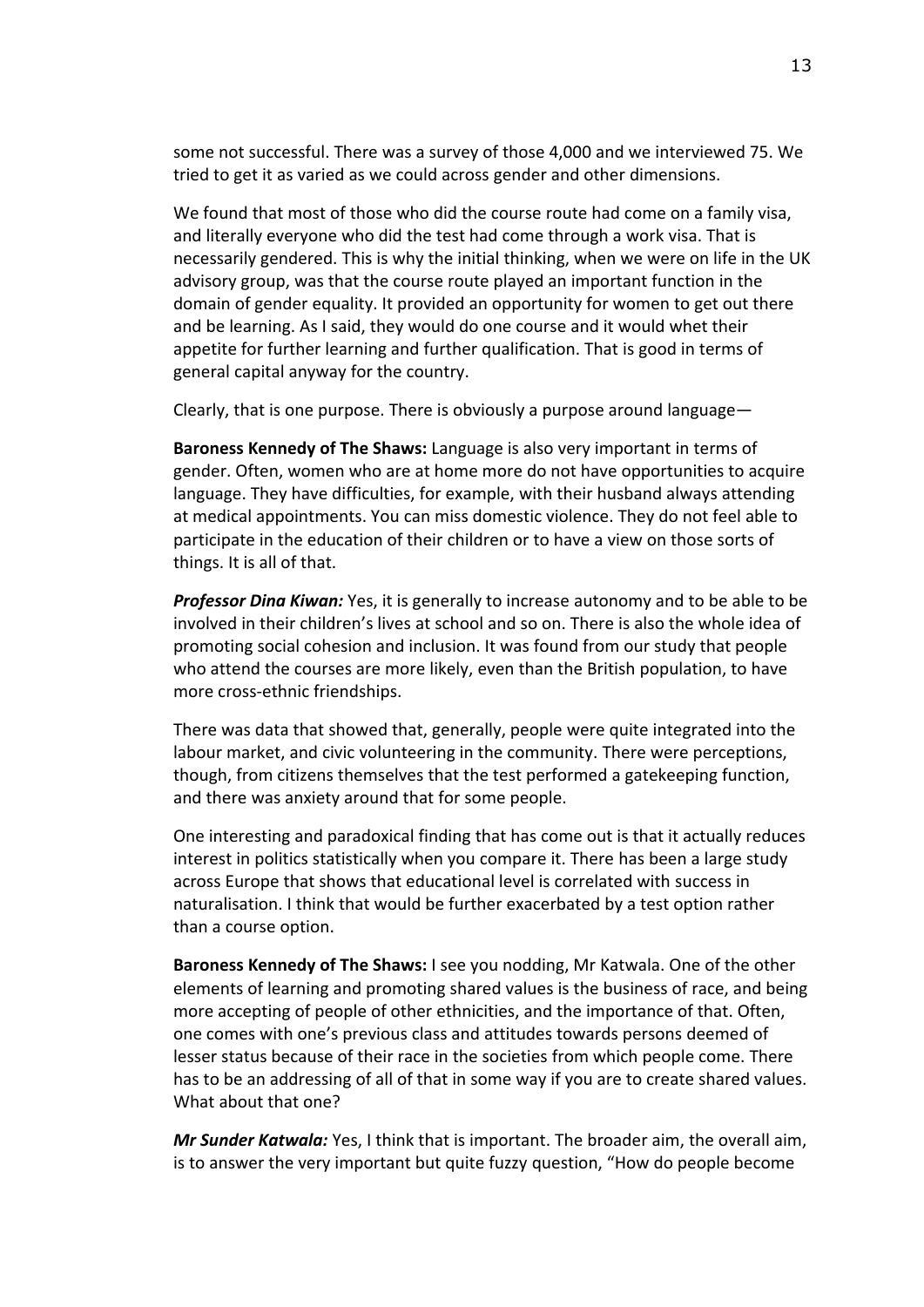some not successful. There was a survey of those 4,000 and we interviewed 75. We tried to get it as varied as we could across gender and other dimensions.

We found that most of those who did the course route had come on a family visa, and literally everyone who did the test had come through a work visa. That is necessarily gendered. This is why the initial thinking, when we were on life in the UK advisory group, was that the course route played an important function in the domain of gender equality. It provided an opportunity for women to get out there and be learning. As I said, they would do one course and it would whet their appetite for further learning and further qualification. That is good in terms of general capital anyway for the country.

Clearly, that is one purpose. There is obviously a purpose around language—

**Baroness Kennedy of The Shaws:** Language is also very important in terms of gender. Often, women who are at home more do not have opportunities to acquire language. They have difficulties, for example, with their husband always attending at medical appointments. You can miss domestic violence. They do not feel able to participate in the education of their children or to have a view on those sorts of things. It is all of that.

***Professor Dina Kiwan:*** Yes, it is generally to increase autonomy and to be able to be involved in their children's lives at school and so on. There is also the whole idea of promoting social cohesion and inclusion. It was found from our study that people who attend the courses are more likely, even than the British population, to have more cross-ethnic friendships.

There was data that showed that, generally, people were quite integrated into the labour market, and civic volunteering in the community. There were perceptions, though, from citizens themselves that the test performed a gatekeeping function, and there was anxiety around that for some people.

One interesting and paradoxical finding that has come out is that it actually reduces interest in politics statistically when you compare it. There has been a large study across Europe that shows that educational level is correlated with success in naturalisation. I think that would be further exacerbated by a test option rather than a course option.

**Baroness Kennedy of The Shaws:** I see you nodding, Mr Katwala. One of the other elements of learning and promoting shared values is the business of race, and being more accepting of people of other ethnicities, and the importance of that. Often, one comes with one's previous class and attitudes towards persons deemed of lesser status because of their race in the societies from which people come. There has to be an addressing of all of that in some way if you are to create shared values. What about that one?

***Mr Sunder Katwala:*** Yes, I think that is important. The broader aim, the overall aim, is to answer the very important but quite fuzzy question, "How do people become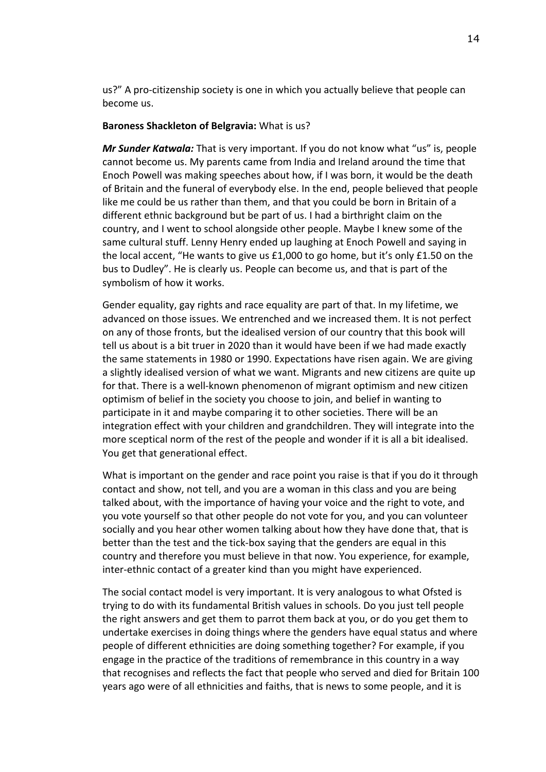us?" A pro-citizenship society is one in which you actually believe that people can become us.

**Baroness Shackleton of Belgravia:** What is us?

***Mr Sunder Katwala:*** That is very important. If you do not know what "us" is, people cannot become us. My parents came from India and Ireland around the time that Enoch Powell was making speeches about how, if I was born, it would be the death of Britain and the funeral of everybody else. In the end, people believed that people like me could be us rather than them, and that you could be born in Britain of a different ethnic background but be part of us. I had a birthright claim on the country, and I went to school alongside other people. Maybe I knew some of the same cultural stuff. Lenny Henry ended up laughing at Enoch Powell and saying in the local accent, "He wants to give us £1,000 to go home, but it's only £1.50 on the bus to Dudley". He is clearly us. People can become us, and that is part of the symbolism of how it works.

Gender equality, gay rights and race equality are part of that. In my lifetime, we advanced on those issues. We entrenched and we increased them. It is not perfect on any of those fronts, but the idealised version of our country that this book will tell us about is a bit truer in 2020 than it would have been if we had made exactly the same statements in 1980 or 1990. Expectations have risen again. We are giving a slightly idealised version of what we want. Migrants and new citizens are quite up for that. There is a well-known phenomenon of migrant optimism and new citizen optimism of belief in the society you choose to join, and belief in wanting to participate in it and maybe comparing it to other societies. There will be an integration effect with your children and grandchildren. They will integrate into the more sceptical norm of the rest of the people and wonder if it is all a bit idealised. You get that generational effect.

What is important on the gender and race point you raise is that if you do it through contact and show, not tell, and you are a woman in this class and you are being talked about, with the importance of having your voice and the right to vote, and you vote yourself so that other people do not vote for you, and you can volunteer socially and you hear other women talking about how they have done that, that is better than the test and the tick-box saying that the genders are equal in this country and therefore you must believe in that now. You experience, for example, inter-ethnic contact of a greater kind than you might have experienced.

The social contact model is very important. It is very analogous to what Ofsted is trying to do with its fundamental British values in schools. Do you just tell people the right answers and get them to parrot them back at you, or do you get them to undertake exercises in doing things where the genders have equal status and where people of different ethnicities are doing something together? For example, if you engage in the practice of the traditions of remembrance in this country in a way that recognises and reflects the fact that people who served and died for Britain 100 years ago were of all ethnicities and faiths, that is news to some people, and it is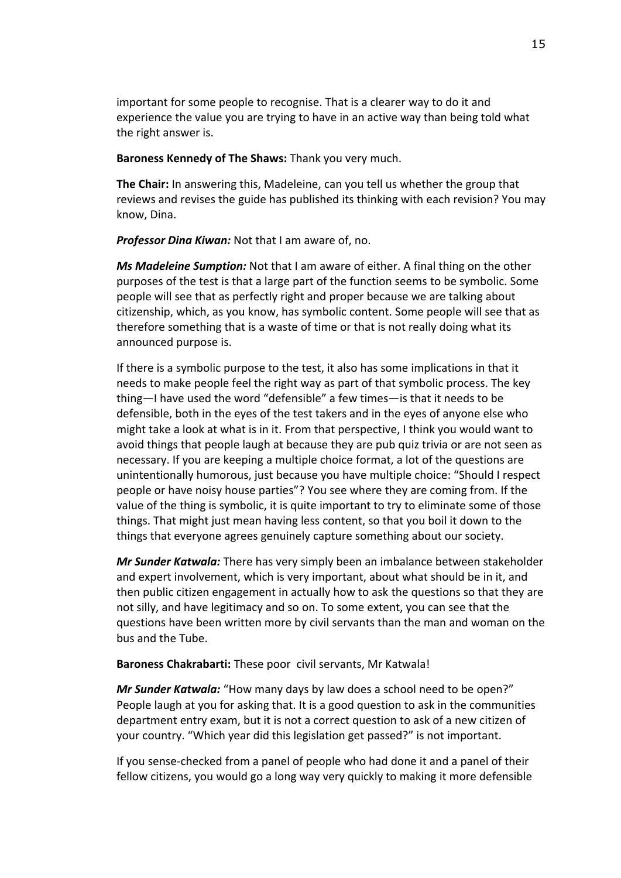important for some people to recognise. That is a clearer way to do it and experience the value you are trying to have in an active way than being told what the right answer is.

**Baroness Kennedy of The Shaws:** Thank you very much.

**The Chair:** In answering this, Madeleine, can you tell us whether the group that reviews and revises the guide has published its thinking with each revision? You may know, Dina.

***Professor Dina Kiwan:*** Not that I am aware of, no.

***Ms Madeleine Sumption:*** Not that I am aware of either. A final thing on the other purposes of the test is that a large part of the function seems to be symbolic. Some people will see that as perfectly right and proper because we are talking about citizenship, which, as you know, has symbolic content. Some people will see that as therefore something that is a waste of time or that is not really doing what its announced purpose is.

If there is a symbolic purpose to the test, it also has some implications in that it needs to make people feel the right way as part of that symbolic process. The key thing—I have used the word "defensible" a few times—is that it needs to be defensible, both in the eyes of the test takers and in the eyes of anyone else who might take a look at what is in it. From that perspective, I think you would want to avoid things that people laugh at because they are pub quiz trivia or are not seen as necessary. If you are keeping a multiple choice format, a lot of the questions are unintentionally humorous, just because you have multiple choice: "Should I respect people or have noisy house parties"? You see where they are coming from. If the value of the thing is symbolic, it is quite important to try to eliminate some of those things. That might just mean having less content, so that you boil it down to the things that everyone agrees genuinely capture something about our society.

***Mr Sunder Katwala:*** There has very simply been an imbalance between stakeholder and expert involvement, which is very important, about what should be in it, and then public citizen engagement in actually how to ask the questions so that they are not silly, and have legitimacy and so on. To some extent, you can see that the questions have been written more by civil servants than the man and woman on the bus and the Tube.

**Baroness Chakrabarti:** These poor civil servants, Mr Katwala!

***Mr Sunder Katwala:*** "How many days by law does a school need to be open?" People laugh at you for asking that. It is a good question to ask in the communities department entry exam, but it is not a correct question to ask of a new citizen of your country. "Which year did this legislation get passed?" is not important.

If you sense-checked from a panel of people who had done it and a panel of their fellow citizens, you would go a long way very quickly to making it more defensible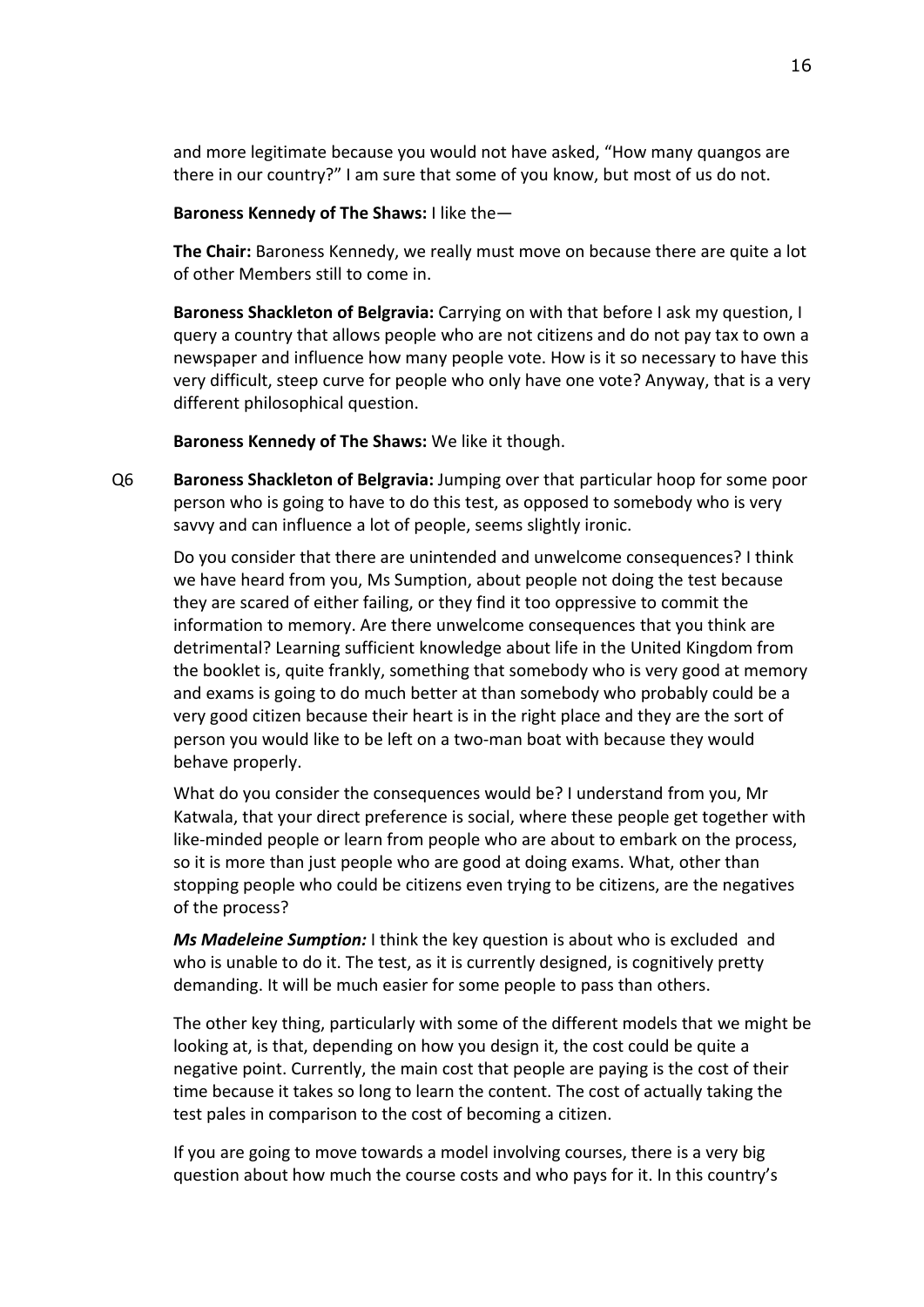and more legitimate because you would not have asked, "How many quangos are there in our country?" I am sure that some of you know, but most of us do not.

**Baroness Kennedy of The Shaws:** I like the—

**The Chair:** Baroness Kennedy, we really must move on because there are quite a lot of other Members still to come in.

**Baroness Shackleton of Belgravia:** Carrying on with that before I ask my question, I query a country that allows people who are not citizens and do not pay tax to own a newspaper and influence how many people vote. How is it so necessary to have this very difficult, steep curve for people who only have one vote? Anyway, that is a very different philosophical question.

**Baroness Kennedy of The Shaws:** We like it though.

Q6 **Baroness Shackleton of Belgravia:** Jumping over that particular hoop for some poor person who is going to have to do this test, as opposed to somebody who is very savvy and can influence a lot of people, seems slightly ironic.

Do you consider that there are unintended and unwelcome consequences? I think we have heard from you, Ms Sumption, about people not doing the test because they are scared of either failing, or they find it too oppressive to commit the information to memory. Are there unwelcome consequences that you think are detrimental? Learning sufficient knowledge about life in the United Kingdom from the booklet is, quite frankly, something that somebody who is very good at memory and exams is going to do much better at than somebody who probably could be a very good citizen because their heart is in the right place and they are the sort of person you would like to be left on a two-man boat with because they would behave properly.

What do you consider the consequences would be? I understand from you, Mr Katwala, that your direct preference is social, where these people get together with like-minded people or learn from people who are about to embark on the process, so it is more than just people who are good at doing exams. What, other than stopping people who could be citizens even trying to be citizens, are the negatives of the process?

***Ms Madeleine Sumption:*** I think the key question is about who is excluded and who is unable to do it. The test, as it is currently designed, is cognitively pretty demanding. It will be much easier for some people to pass than others.

The other key thing, particularly with some of the different models that we might be looking at, is that, depending on how you design it, the cost could be quite a negative point. Currently, the main cost that people are paying is the cost of their time because it takes so long to learn the content. The cost of actually taking the test pales in comparison to the cost of becoming a citizen.

If you are going to move towards a model involving courses, there is a very big question about how much the course costs and who pays for it. In this country's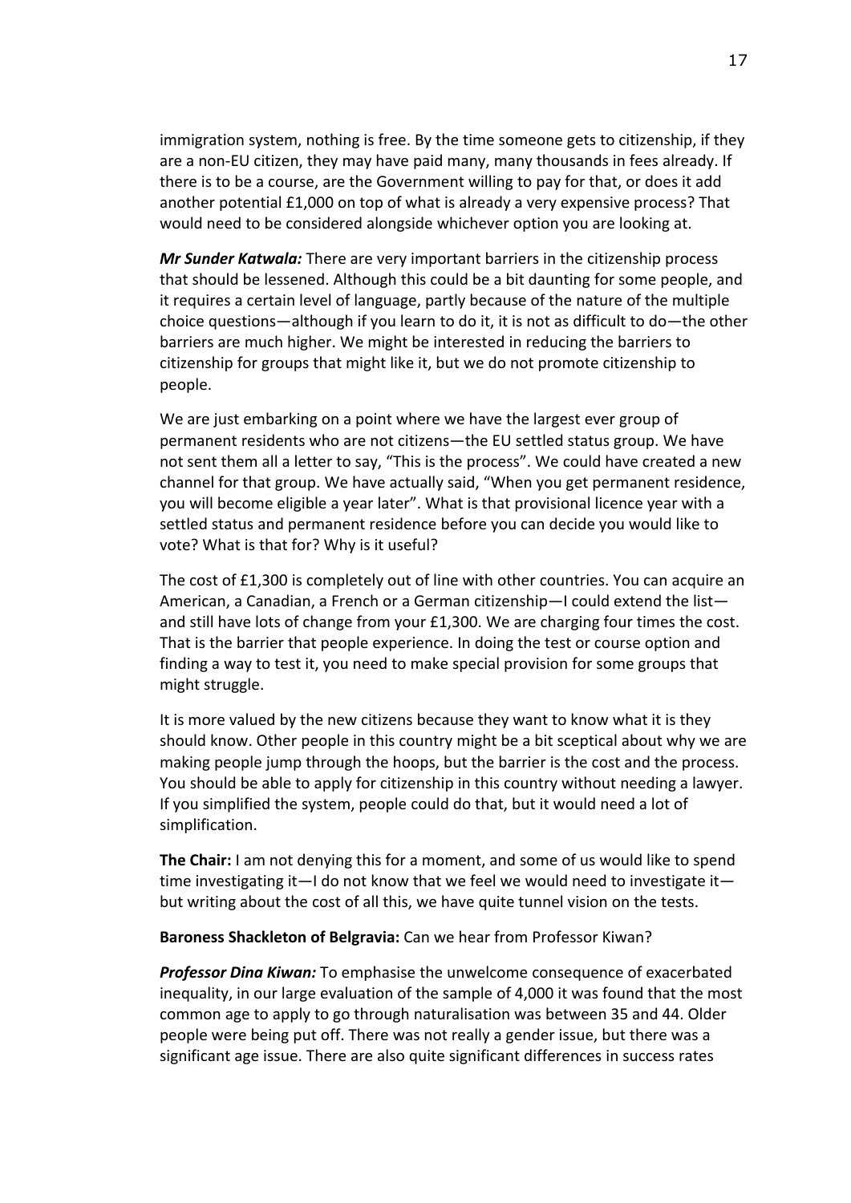immigration system, nothing is free. By the time someone gets to citizenship, if they are a non-EU citizen, they may have paid many, many thousands in fees already. If there is to be a course, are the Government willing to pay for that, or does it add another potential £1,000 on top of what is already a very expensive process? That would need to be considered alongside whichever option you are looking at.

***Mr Sunder Katwala:*** There are very important barriers in the citizenship process that should be lessened. Although this could be a bit daunting for some people, and it requires a certain level of language, partly because of the nature of the multiple choice questions—although if you learn to do it, it is not as difficult to do—the other barriers are much higher. We might be interested in reducing the barriers to citizenship for groups that might like it, but we do not promote citizenship to people.

We are just embarking on a point where we have the largest ever group of permanent residents who are not citizens—the EU settled status group. We have not sent them all a letter to say, "This is the process". We could have created a new channel for that group. We have actually said, "When you get permanent residence, you will become eligible a year later". What is that provisional licence year with a settled status and permanent residence before you can decide you would like to vote? What is that for? Why is it useful?

The cost of £1,300 is completely out of line with other countries. You can acquire an American, a Canadian, a French or a German citizenship—I could extend the list—and still have lots of change from your £1,300. We are charging four times the cost. That is the barrier that people experience. In doing the test or course option and finding a way to test it, you need to make special provision for some groups that might struggle.

It is more valued by the new citizens because they want to know what it is they should know. Other people in this country might be a bit sceptical about why we are making people jump through the hoops, but the barrier is the cost and the process. You should be able to apply for citizenship in this country without needing a lawyer. If you simplified the system, people could do that, but it would need a lot of simplification.

**The Chair:** I am not denying this for a moment, and some of us would like to spend time investigating it—I do not know that we feel we would need to investigate it—but writing about the cost of all this, we have quite tunnel vision on the tests.

**Baroness Shackleton of Belgravia:** Can we hear from Professor Kiwan?

***Professor Dina Kiwan:*** To emphasise the unwelcome consequence of exacerbated inequality, in our large evaluation of the sample of 4,000 it was found that the most common age to apply to go through naturalisation was between 35 and 44. Older people were being put off. There was not really a gender issue, but there was a significant age issue. There are also quite significant differences in success rates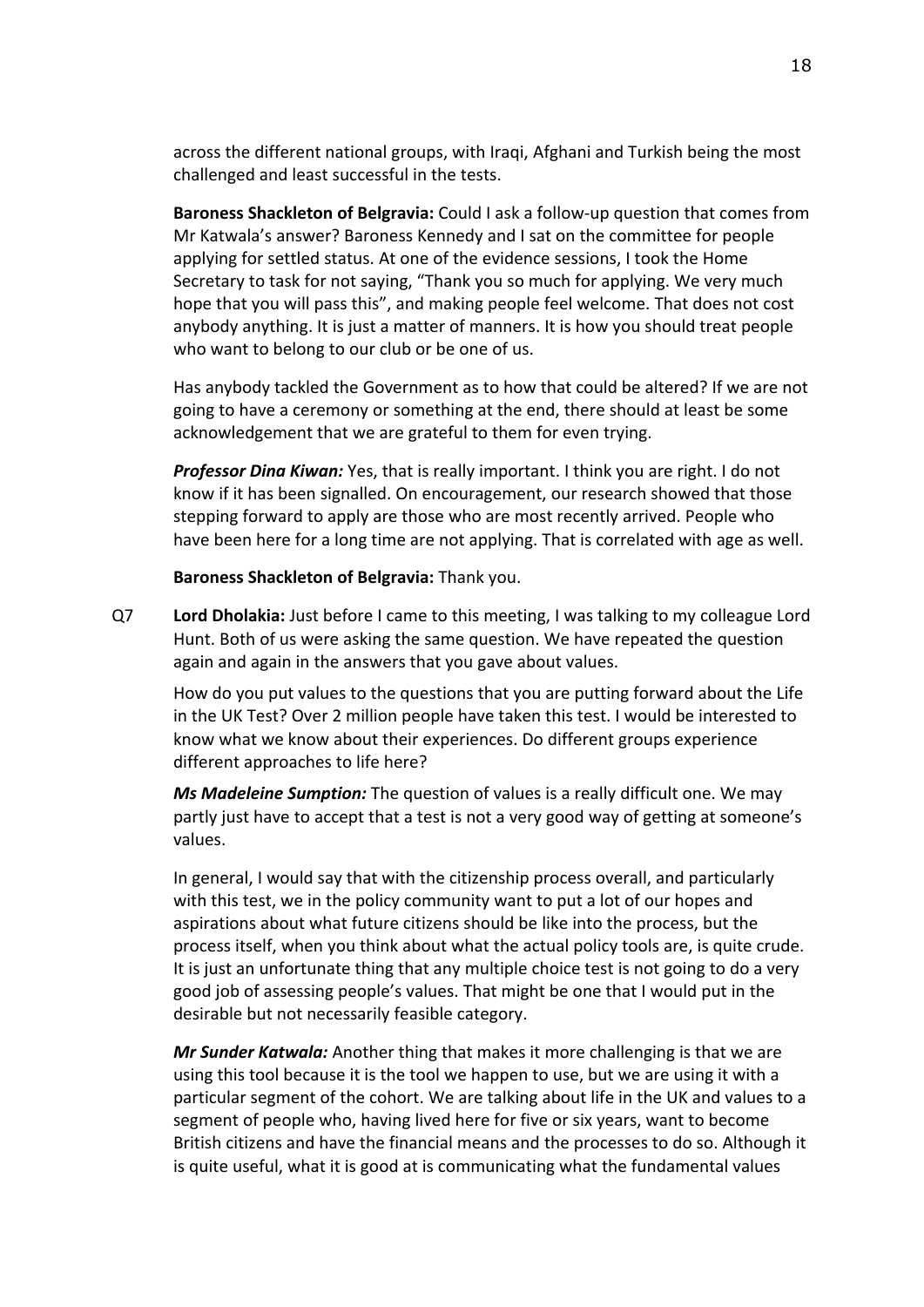across the different national groups, with Iraqi, Afghani and Turkish being the most challenged and least successful in the tests.

**Baroness Shackleton of Belgravia:** Could I ask a follow-up question that comes from Mr Katwala's answer? Baroness Kennedy and I sat on the committee for people applying for settled status. At one of the evidence sessions, I took the Home Secretary to task for not saying, "Thank you so much for applying. We very much hope that you will pass this", and making people feel welcome. That does not cost anybody anything. It is just a matter of manners. It is how you should treat people who want to belong to our club or be one of us.

Has anybody tackled the Government as to how that could be altered? If we are not going to have a ceremony or something at the end, there should at least be some acknowledgement that we are grateful to them for even trying.

***Professor Dina Kiwan:*** Yes, that is really important. I think you are right. I do not know if it has been signalled. On encouragement, our research showed that those stepping forward to apply are those who are most recently arrived. People who have been here for a long time are not applying. That is correlated with age as well.

**Baroness Shackleton of Belgravia:** Thank you.

Q7 **Lord Dholakia:** Just before I came to this meeting, I was talking to my colleague Lord Hunt. Both of us were asking the same question. We have repeated the question again and again in the answers that you gave about values.

How do you put values to the questions that you are putting forward about the Life in the UK Test? Over 2 million people have taken this test. I would be interested to know what we know about their experiences. Do different groups experience different approaches to life here?

***Ms Madeleine Sumption:*** The question of values is a really difficult one. We may partly just have to accept that a test is not a very good way of getting at someone's values.

In general, I would say that with the citizenship process overall, and particularly with this test, we in the policy community want to put a lot of our hopes and aspirations about what future citizens should be like into the process, but the process itself, when you think about what the actual policy tools are, is quite crude. It is just an unfortunate thing that any multiple choice test is not going to do a very good job of assessing people's values. That might be one that I would put in the desirable but not necessarily feasible category.

***Mr Sunder Katwala:*** Another thing that makes it more challenging is that we are using this tool because it is the tool we happen to use, but we are using it with a particular segment of the cohort. We are talking about life in the UK and values to a segment of people who, having lived here for five or six years, want to become British citizens and have the financial means and the processes to do so. Although it is quite useful, what it is good at is communicating what the fundamental values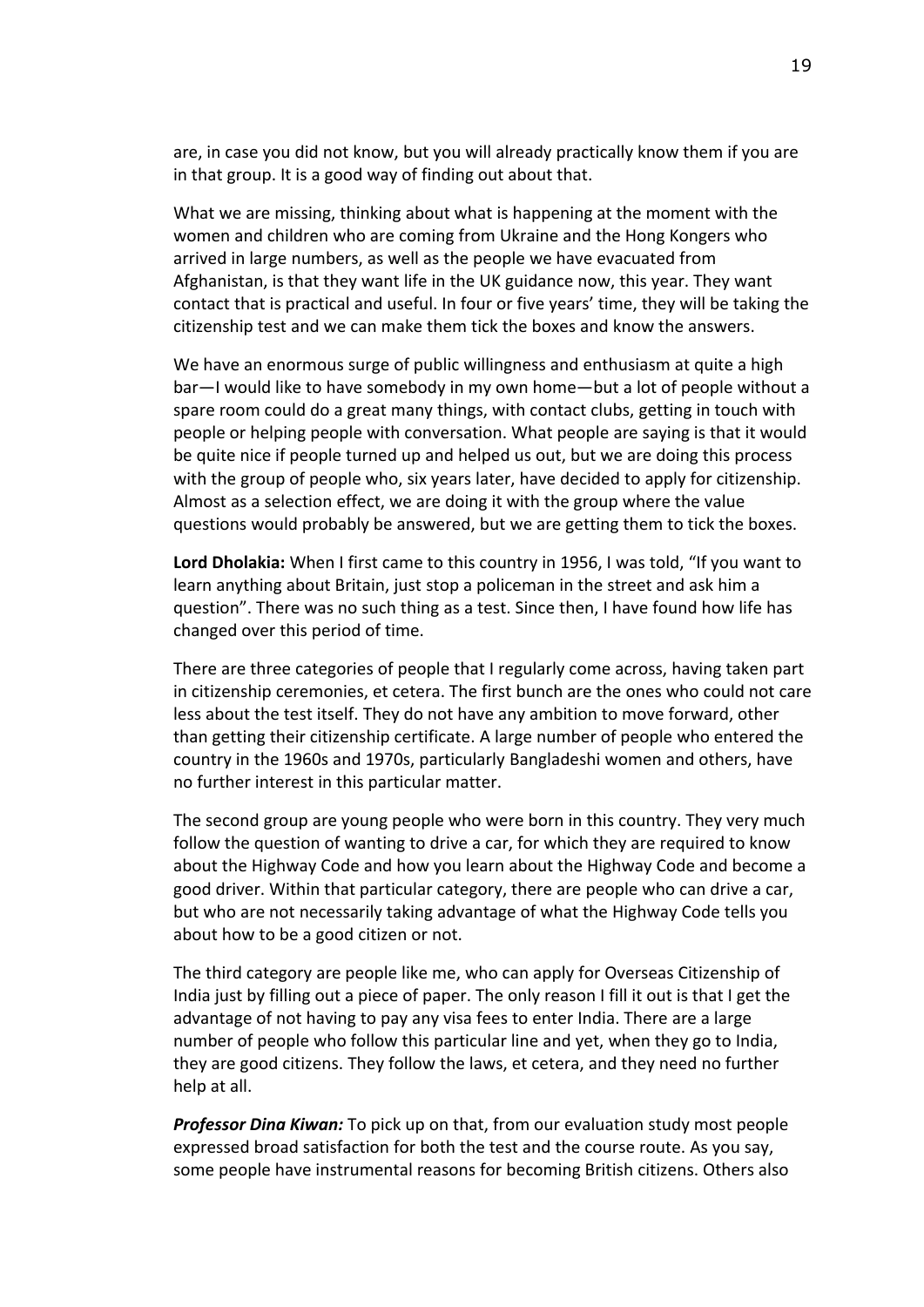are, in case you did not know, but you will already practically know them if you are in that group. It is a good way of finding out about that.

What we are missing, thinking about what is happening at the moment with the women and children who are coming from Ukraine and the Hong Kongers who arrived in large numbers, as well as the people we have evacuated from Afghanistan, is that they want life in the UK guidance now, this year. They want contact that is practical and useful. In four or five years' time, they will be taking the citizenship test and we can make them tick the boxes and know the answers.

We have an enormous surge of public willingness and enthusiasm at quite a high bar—I would like to have somebody in my own home—but a lot of people without a spare room could do a great many things, with contact clubs, getting in touch with people or helping people with conversation. What people are saying is that it would be quite nice if people turned up and helped us out, but we are doing this process with the group of people who, six years later, have decided to apply for citizenship. Almost as a selection effect, we are doing it with the group where the value questions would probably be answered, but we are getting them to tick the boxes.

**Lord Dholakia:** When I first came to this country in 1956, I was told, "If you want to learn anything about Britain, just stop a policeman in the street and ask him a question". There was no such thing as a test. Since then, I have found how life has changed over this period of time.

There are three categories of people that I regularly come across, having taken part in citizenship ceremonies, et cetera. The first bunch are the ones who could not care less about the test itself. They do not have any ambition to move forward, other than getting their citizenship certificate. A large number of people who entered the country in the 1960s and 1970s, particularly Bangladeshi women and others, have no further interest in this particular matter.

The second group are young people who were born in this country. They very much follow the question of wanting to drive a car, for which they are required to know about the Highway Code and how you learn about the Highway Code and become a good driver. Within that particular category, there are people who can drive a car, but who are not necessarily taking advantage of what the Highway Code tells you about how to be a good citizen or not.

The third category are people like me, who can apply for Overseas Citizenship of India just by filling out a piece of paper. The only reason I fill it out is that I get the advantage of not having to pay any visa fees to enter India. There are a large number of people who follow this particular line and yet, when they go to India, they are good citizens. They follow the laws, et cetera, and they need no further help at all.

***Professor Dina Kiwan:*** To pick up on that, from our evaluation study most people expressed broad satisfaction for both the test and the course route. As you say, some people have instrumental reasons for becoming British citizens. Others also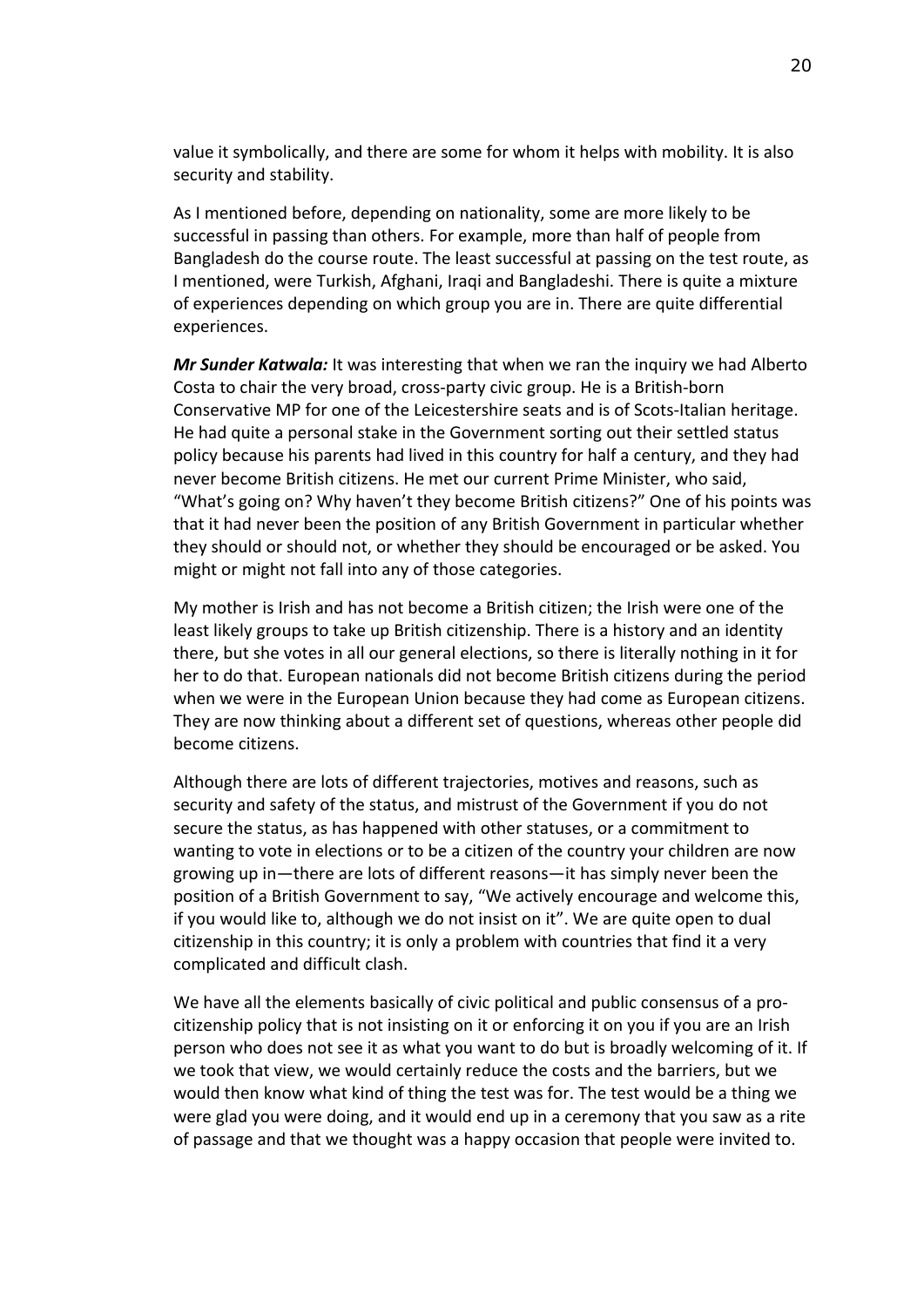value it symbolically, and there are some for whom it helps with mobility. It is also security and stability.

As I mentioned before, depending on nationality, some are more likely to be successful in passing than others. For example, more than half of people from Bangladesh do the course route. The least successful at passing on the test route, as I mentioned, were Turkish, Afghani, Iraqi and Bangladeshi. There is quite a mixture of experiences depending on which group you are in. There are quite differential experiences.

***Mr Sunder Katwala:*** It was interesting that when we ran the inquiry we had Alberto Costa to chair the very broad, cross-party civic group. He is a British-born Conservative MP for one of the Leicestershire seats and is of Scots-Italian heritage. He had quite a personal stake in the Government sorting out their settled status policy because his parents had lived in this country for half a century, and they had never become British citizens. He met our current Prime Minister, who said, "What's going on? Why haven't they become British citizens?" One of his points was that it had never been the position of any British Government in particular whether they should or should not, or whether they should be encouraged or be asked. You might or might not fall into any of those categories.

My mother is Irish and has not become a British citizen; the Irish were one of the least likely groups to take up British citizenship. There is a history and an identity there, but she votes in all our general elections, so there is literally nothing in it for her to do that. European nationals did not become British citizens during the period when we were in the European Union because they had come as European citizens. They are now thinking about a different set of questions, whereas other people did become citizens.

Although there are lots of different trajectories, motives and reasons, such as security and safety of the status, and mistrust of the Government if you do not secure the status, as has happened with other statuses, or a commitment to wanting to vote in elections or to be a citizen of the country your children are now growing up in—there are lots of different reasons—it has simply never been the position of a British Government to say, "We actively encourage and welcome this, if you would like to, although we do not insist on it". We are quite open to dual citizenship in this country; it is only a problem with countries that find it a very complicated and difficult clash.

We have all the elements basically of civic political and public consensus of a pro-citizenship policy that is not insisting on it or enforcing it on you if you are an Irish person who does not see it as what you want to do but is broadly welcoming of it. If we took that view, we would certainly reduce the costs and the barriers, but we would then know what kind of thing the test was for. The test would be a thing we were glad you were doing, and it would end up in a ceremony that you saw as a rite of passage and that we thought was a happy occasion that people were invited to.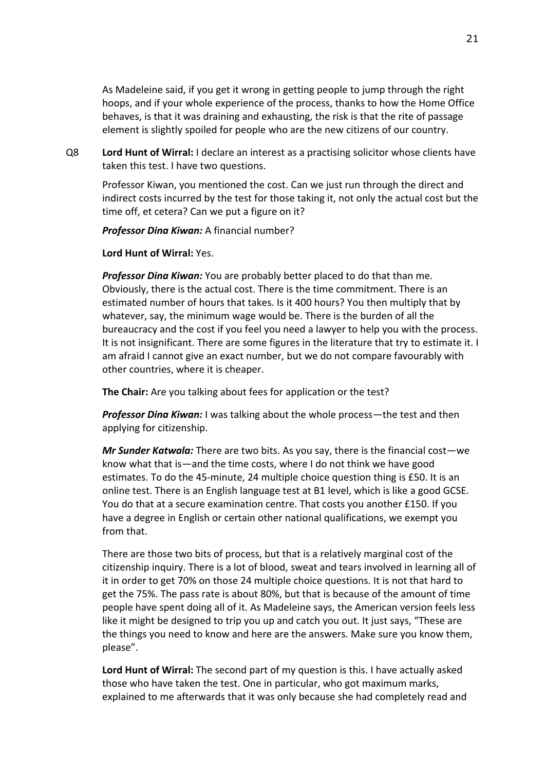As Madeleine said, if you get it wrong in getting people to jump through the right hoops, and if your whole experience of the process, thanks to how the Home Office behaves, is that it was draining and exhausting, the risk is that the rite of passage element is slightly spoiled for people who are the new citizens of our country.

Q8 **Lord Hunt of Wirral:** I declare an interest as a practising solicitor whose clients have taken this test. I have two questions.

Professor Kiwan, you mentioned the cost. Can we just run through the direct and indirect costs incurred by the test for those taking it, not only the actual cost but the time off, et cetera? Can we put a figure on it?

***Professor Dina Kiwan:*** A financial number?

**Lord Hunt of Wirral:** Yes.

***Professor Dina Kiwan:*** You are probably better placed to do that than me. Obviously, there is the actual cost. There is the time commitment. There is an estimated number of hours that takes. Is it 400 hours? You then multiply that by whatever, say, the minimum wage would be. There is the burden of all the bureaucracy and the cost if you feel you need a lawyer to help you with the process. It is not insignificant. There are some figures in the literature that try to estimate it. I am afraid I cannot give an exact number, but we do not compare favourably with other countries, where it is cheaper.

**The Chair:** Are you talking about fees for application or the test?

***Professor Dina Kiwan:*** I was talking about the whole process—the test and then applying for citizenship.

***Mr Sunder Katwala:*** There are two bits. As you say, there is the financial cost—we know what that is—and the time costs, where I do not think we have good estimates. To do the 45-minute, 24 multiple choice question thing is £50. It is an online test. There is an English language test at B1 level, which is like a good GCSE. You do that at a secure examination centre. That costs you another £150. If you have a degree in English or certain other national qualifications, we exempt you from that.

There are those two bits of process, but that is a relatively marginal cost of the citizenship inquiry. There is a lot of blood, sweat and tears involved in learning all of it in order to get 70% on those 24 multiple choice questions. It is not that hard to get the 75%. The pass rate is about 80%, but that is because of the amount of time people have spent doing all of it. As Madeleine says, the American version feels less like it might be designed to trip you up and catch you out. It just says, "These are the things you need to know and here are the answers. Make sure you know them, please".

**Lord Hunt of Wirral:** The second part of my question is this. I have actually asked those who have taken the test. One in particular, who got maximum marks, explained to me afterwards that it was only because she had completely read and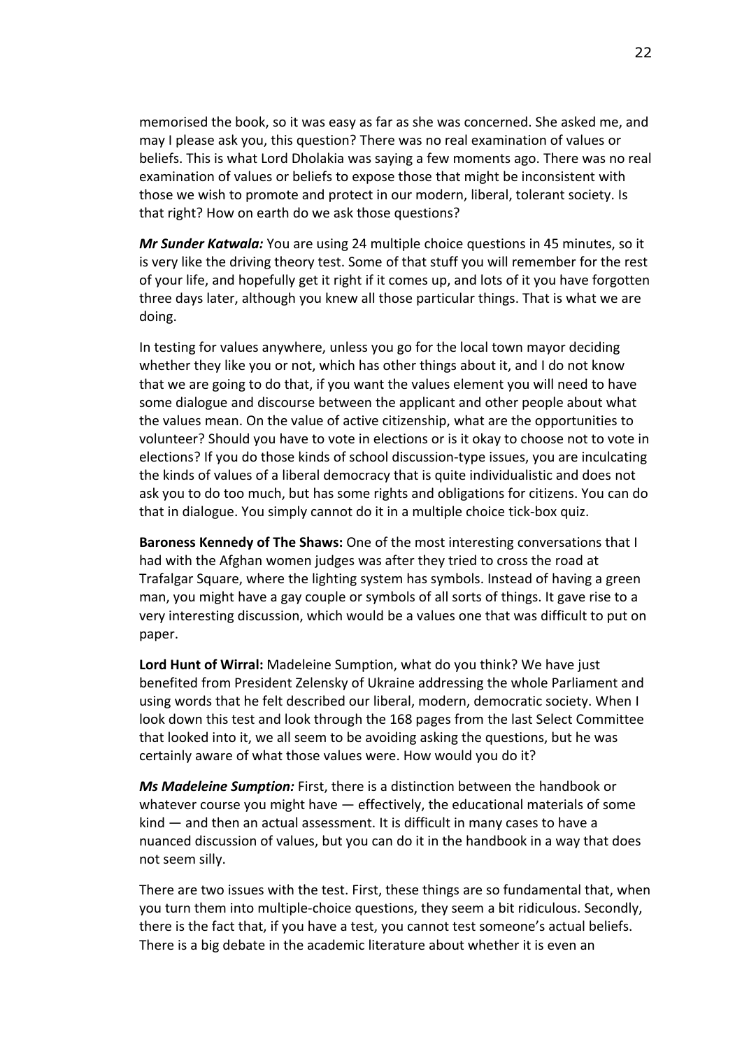memorised the book, so it was easy as far as she was concerned. She asked me, and may I please ask you, this question? There was no real examination of values or beliefs. This is what Lord Dholakia was saying a few moments ago. There was no real examination of values or beliefs to expose those that might be inconsistent with those we wish to promote and protect in our modern, liberal, tolerant society. Is that right? How on earth do we ask those questions?

***Mr Sunder Katwala:*** You are using 24 multiple choice questions in 45 minutes, so it is very like the driving theory test. Some of that stuff you will remember for the rest of your life, and hopefully get it right if it comes up, and lots of it you have forgotten three days later, although you knew all those particular things. That is what we are doing.

In testing for values anywhere, unless you go for the local town mayor deciding whether they like you or not, which has other things about it, and I do not know that we are going to do that, if you want the values element you will need to have some dialogue and discourse between the applicant and other people about what the values mean. On the value of active citizenship, what are the opportunities to volunteer? Should you have to vote in elections or is it okay to choose not to vote in elections? If you do those kinds of school discussion-type issues, you are inculcating the kinds of values of a liberal democracy that is quite individualistic and does not ask you to do too much, but has some rights and obligations for citizens. You can do that in dialogue. You simply cannot do it in a multiple choice tick-box quiz.

**Baroness Kennedy of The Shaws:** One of the most interesting conversations that I had with the Afghan women judges was after they tried to cross the road at Trafalgar Square, where the lighting system has symbols. Instead of having a green man, you might have a gay couple or symbols of all sorts of things. It gave rise to a very interesting discussion, which would be a values one that was difficult to put on paper.

**Lord Hunt of Wirral:** Madeleine Sumption, what do you think? We have just benefited from President Zelensky of Ukraine addressing the whole Parliament and using words that he felt described our liberal, modern, democratic society. When I look down this test and look through the 168 pages from the last Select Committee that looked into it, we all seem to be avoiding asking the questions, but he was certainly aware of what those values were. How would you do it?

***Ms Madeleine Sumption:*** First, there is a distinction between the handbook or whatever course you might have — effectively, the educational materials of some kind — and then an actual assessment. It is difficult in many cases to have a nuanced discussion of values, but you can do it in the handbook in a way that does not seem silly.

There are two issues with the test. First, these things are so fundamental that, when you turn them into multiple-choice questions, they seem a bit ridiculous. Secondly, there is the fact that, if you have a test, you cannot test someone's actual beliefs. There is a big debate in the academic literature about whether it is even an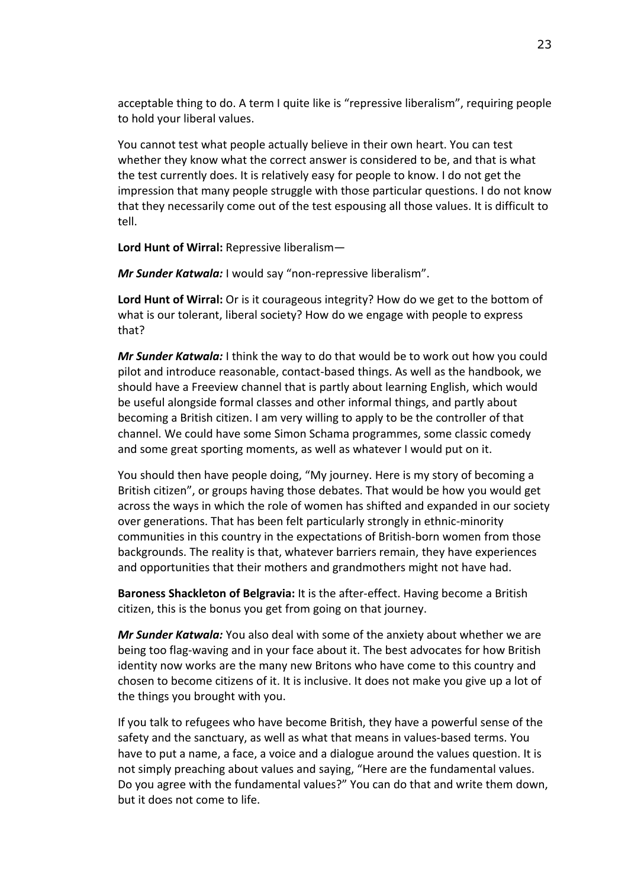acceptable thing to do. A term I quite like is "repressive liberalism", requiring people to hold your liberal values.

You cannot test what people actually believe in their own heart. You can test whether they know what the correct answer is considered to be, and that is what the test currently does. It is relatively easy for people to know. I do not get the impression that many people struggle with those particular questions. I do not know that they necessarily come out of the test espousing all those values. It is difficult to tell.

**Lord Hunt of Wirral:** Repressive liberalism—

***Mr Sunder Katwala:*** I would say "non-repressive liberalism".

**Lord Hunt of Wirral:** Or is it courageous integrity? How do we get to the bottom of what is our tolerant, liberal society? How do we engage with people to express that?

***Mr Sunder Katwala:*** I think the way to do that would be to work out how you could pilot and introduce reasonable, contact-based things. As well as the handbook, we should have a Freeview channel that is partly about learning English, which would be useful alongside formal classes and other informal things, and partly about becoming a British citizen. I am very willing to apply to be the controller of that channel. We could have some Simon Schama programmes, some classic comedy and some great sporting moments, as well as whatever I would put on it.

You should then have people doing, "My journey. Here is my story of becoming a British citizen", or groups having those debates. That would be how you would get across the ways in which the role of women has shifted and expanded in our society over generations. That has been felt particularly strongly in ethnic-minority communities in this country in the expectations of British-born women from those backgrounds. The reality is that, whatever barriers remain, they have experiences and opportunities that their mothers and grandmothers might not have had.

**Baroness Shackleton of Belgravia:** It is the after-effect. Having become a British citizen, this is the bonus you get from going on that journey.

***Mr Sunder Katwala:*** You also deal with some of the anxiety about whether we are being too flag-waving and in your face about it. The best advocates for how British identity now works are the many new Britons who have come to this country and chosen to become citizens of it. It is inclusive. It does not make you give up a lot of the things you brought with you.

If you talk to refugees who have become British, they have a powerful sense of the safety and the sanctuary, as well as what that means in values-based terms. You have to put a name, a face, a voice and a dialogue around the values question. It is not simply preaching about values and saying, "Here are the fundamental values. Do you agree with the fundamental values?" You can do that and write them down, but it does not come to life.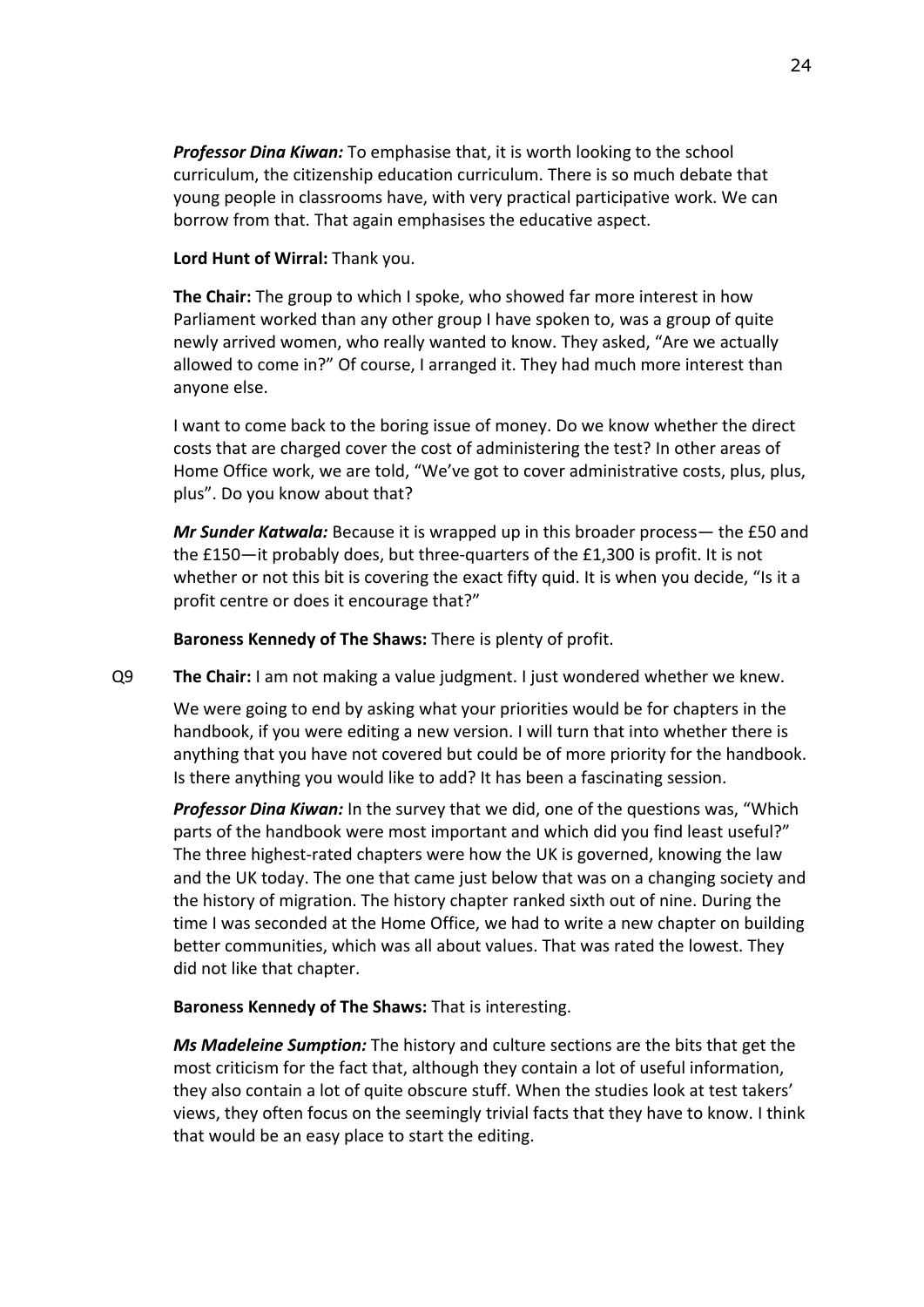***Professor Dina Kiwan:*** To emphasise that, it is worth looking to the school curriculum, the citizenship education curriculum. There is so much debate that young people in classrooms have, with very practical participative work. We can borrow from that. That again emphasises the educative aspect.

**Lord Hunt of Wirral:** Thank you.

**The Chair:** The group to which I spoke, who showed far more interest in how Parliament worked than any other group I have spoken to, was a group of quite newly arrived women, who really wanted to know. They asked, "Are we actually allowed to come in?" Of course, I arranged it. They had much more interest than anyone else.

I want to come back to the boring issue of money. Do we know whether the direct costs that are charged cover the cost of administering the test? In other areas of Home Office work, we are told, "We've got to cover administrative costs, plus, plus, plus". Do you know about that?

***Mr Sunder Katwala:*** Because it is wrapped up in this broader process— the £50 and the £150—it probably does, but three-quarters of the £1,300 is profit. It is not whether or not this bit is covering the exact fifty quid. It is when you decide, "Is it a profit centre or does it encourage that?"

**Baroness Kennedy of The Shaws:** There is plenty of profit.

Q9 **The Chair:** I am not making a value judgment. I just wondered whether we knew.

We were going to end by asking what your priorities would be for chapters in the handbook, if you were editing a new version. I will turn that into whether there is anything that you have not covered but could be of more priority for the handbook. Is there anything you would like to add? It has been a fascinating session.

***Professor Dina Kiwan:*** In the survey that we did, one of the questions was, "Which parts of the handbook were most important and which did you find least useful?" The three highest-rated chapters were how the UK is governed, knowing the law and the UK today. The one that came just below that was on a changing society and the history of migration. The history chapter ranked sixth out of nine. During the time I was seconded at the Home Office, we had to write a new chapter on building better communities, which was all about values. That was rated the lowest. They did not like that chapter.

**Baroness Kennedy of The Shaws:** That is interesting.

***Ms Madeleine Sumption:*** The history and culture sections are the bits that get the most criticism for the fact that, although they contain a lot of useful information, they also contain a lot of quite obscure stuff. When the studies look at test takers' views, they often focus on the seemingly trivial facts that they have to know. I think that would be an easy place to start the editing.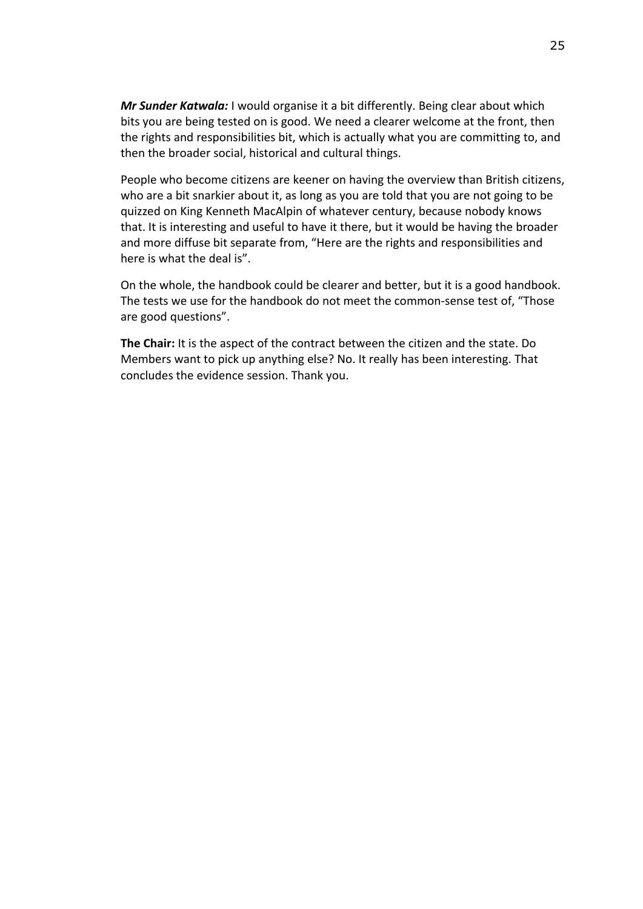***Mr Sunder Katwala:*** I would organise it a bit differently. Being clear about which bits you are being tested on is good. We need a clearer welcome at the front, then the rights and responsibilities bit, which is actually what you are committing to, and then the broader social, historical and cultural things.

People who become citizens are keener on having the overview than British citizens, who are a bit snarkier about it, as long as you are told that you are not going to be quizzed on King Kenneth MacAlpin of whatever century, because nobody knows that. It is interesting and useful to have it there, but it would be having the broader and more diffuse bit separate from, "Here are the rights and responsibilities and here is what the deal is".

On the whole, the handbook could be clearer and better, but it is a good handbook. The tests we use for the handbook do not meet the common-sense test of, "Those are good questions".

**The Chair:** It is the aspect of the contract between the citizen and the state. Do Members want to pick up anything else? No. It really has been interesting. That concludes the evidence session. Thank you.